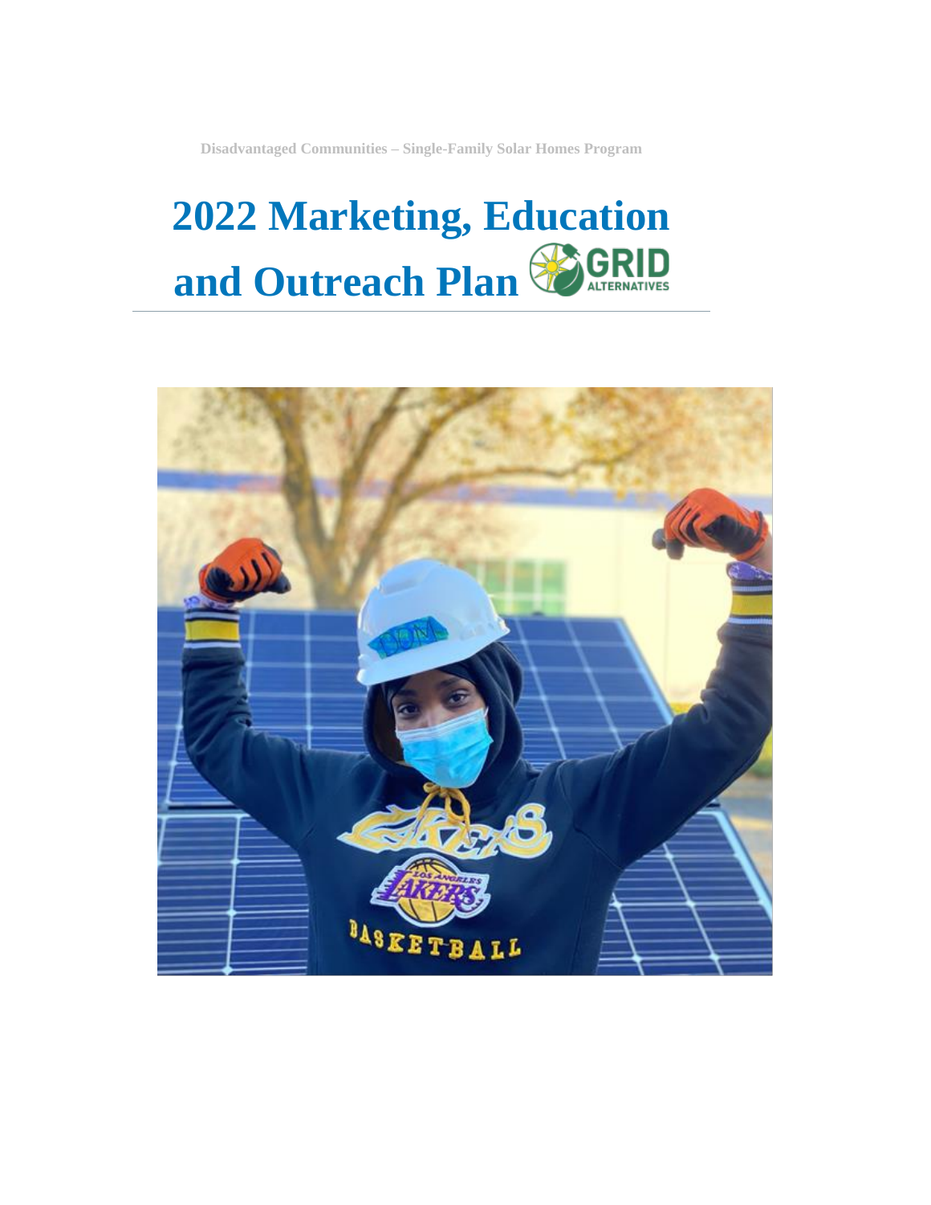Disadvantaged Communities – Single-Family Solar Homes Program

# 2022 Marketing, Education and Outreach Plan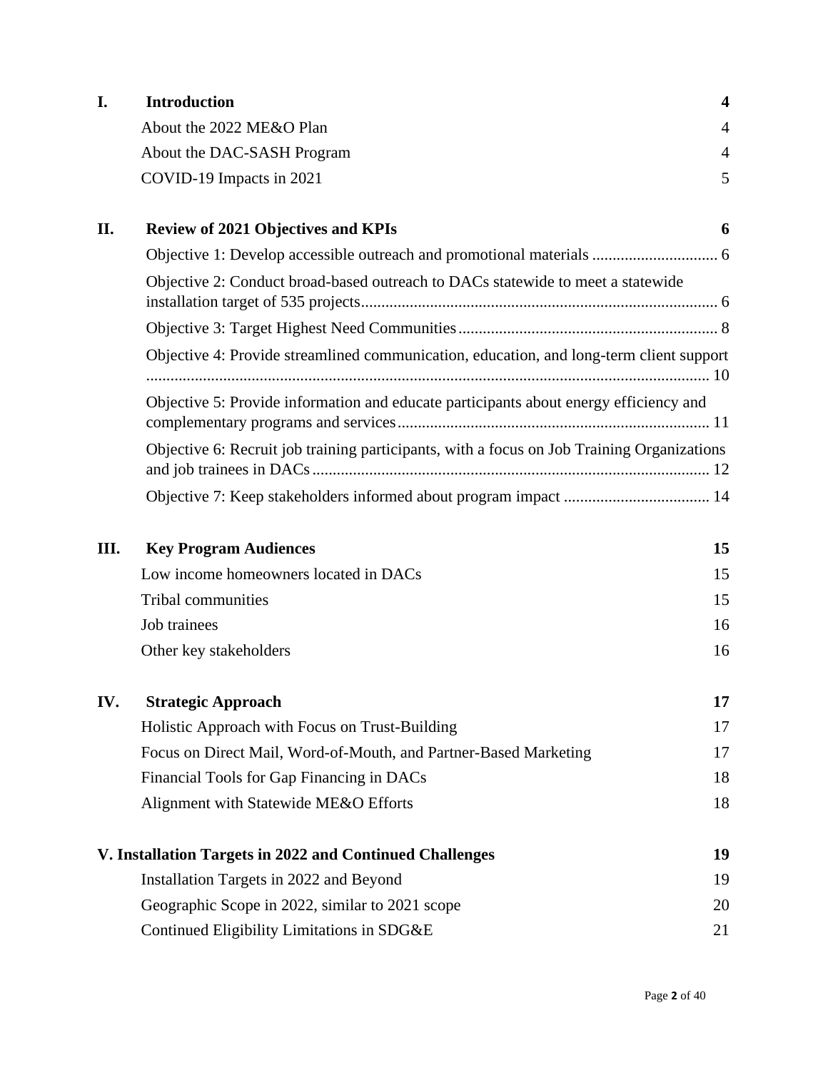| | | |
|---|---|---|
| **I.** | **Introduction** | **4** |
| | About the 2022 ME&O Plan | 4 |
| | About the DAC-SASH Program | 4 |
| | COVID-19 Impacts in 2021 | 5 |
| **II.** | **Review of 2021 Objectives and KPIs** | **6** |
| | Objective 1: Develop accessible outreach and promotional materials | 6 |
| | Objective 2: Conduct broad-based outreach to DACs statewide to meet a statewide installation target of 535 projects | 6 |
| | Objective 3: Target Highest Need Communities | 8 |
| | Objective 4: Provide streamlined communication, education, and long-term client support | 10 |
| | Objective 5: Provide information and educate participants about energy efficiency and complementary programs and services | 11 |
| | Objective 6: Recruit job training participants, with a focus on Job Training Organizations and job trainees in DACs | 12 |
| | Objective 7: Keep stakeholders informed about program impact | 14 |
| **III.** | **Key Program Audiences** | **15** |
| | Low income homeowners located in DACs | 15 |
| | Tribal communities | 15 |
| | Job trainees | 16 |
| | Other key stakeholders | 16 |
| **IV.** | **Strategic Approach** | **17** |
| | Holistic Approach with Focus on Trust-Building | 17 |
| | Focus on Direct Mail, Word-of-Mouth, and Partner-Based Marketing | 17 |
| | Financial Tools for Gap Financing in DACs | 18 |
| | Alignment with Statewide ME&O Efforts | 18 |
| **V.** | **Installation Targets in 2022 and Continued Challenges** | **19** |
| | Installation Targets in 2022 and Beyond | 19 |
| | Geographic Scope in 2022, similar to 2021 scope | 20 |
| | Continued Eligibility Limitations in SDG&E | 21 |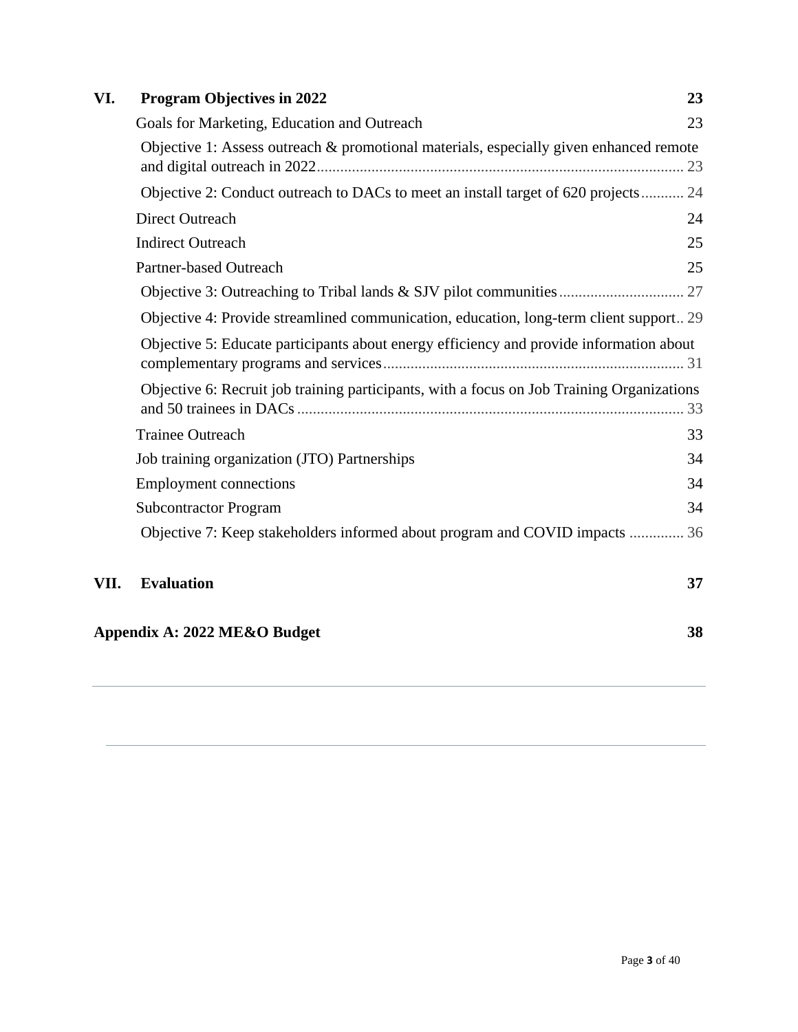| | | |
|---|---|---|
| **VI.** | **Program Objectives in 2022** | **23** |
| | Goals for Marketing, Education and Outreach | 23 |
| | Objective 1: Assess outreach & promotional materials, especially given enhanced remote and digital outreach in 2022 | 23 |
| | Objective 2: Conduct outreach to DACs to meet an install target of 620 projects | 24 |
| | Direct Outreach | 24 |
| | Indirect Outreach | 25 |
| | Partner-based Outreach | 25 |
| | Objective 3: Outreaching to Tribal lands & SJV pilot communities | 27 |
| | Objective 4: Provide streamlined communication, education, long-term client support | 29 |
| | Objective 5: Educate participants about energy efficiency and provide information about complementary programs and services | 31 |
| | Objective 6: Recruit job training participants, with a focus on Job Training Organizations and 50 trainees in DACs | 33 |
| | Trainee Outreach | 33 |
| | Job training organization (JTO) Partnerships | 34 |
| | Employment connections | 34 |
| | Subcontractor Program | 34 |
| | Objective 7: Keep stakeholders informed about program and COVID impacts | 36 |
| **VII.** | **Evaluation** | **37** |
| **Appendix A: 2022 ME&O Budget** | | **38** |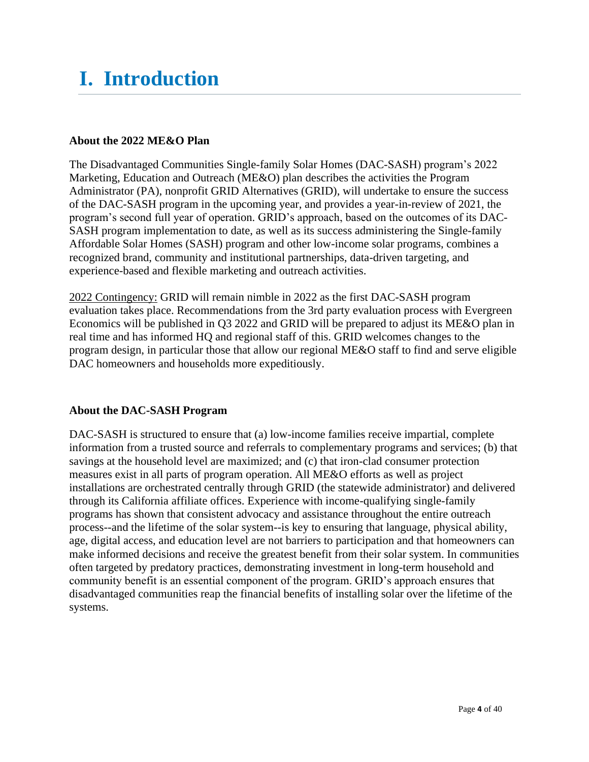# I. Introduction

**About the 2022 ME&O Plan**

The Disadvantaged Communities Single-family Solar Homes (DAC-SASH) program's 2022 Marketing, Education and Outreach (ME&O) plan describes the activities the Program Administrator (PA), nonprofit GRID Alternatives (GRID), will undertake to ensure the success of the DAC-SASH program in the upcoming year, and provides a year-in-review of 2021, the program's second full year of operation. GRID's approach, based on the outcomes of its DAC-SASH program implementation to date, as well as its success administering the Single-family Affordable Solar Homes (SASH) program and other low-income solar programs, combines a recognized brand, community and institutional partnerships, data-driven targeting, and experience-based and flexible marketing and outreach activities.

<u>2022 Contingency:</u> GRID will remain nimble in 2022 as the first DAC-SASH program evaluation takes place. Recommendations from the 3rd party evaluation process with Evergreen Economics will be published in Q3 2022 and GRID will be prepared to adjust its ME&O plan in real time and has informed HQ and regional staff of this. GRID welcomes changes to the program design, in particular those that allow our regional ME&O staff to find and serve eligible DAC homeowners and households more expeditiously.

**About the DAC-SASH Program**

DAC-SASH is structured to ensure that (a) low-income families receive impartial, complete information from a trusted source and referrals to complementary programs and services; (b) that savings at the household level are maximized; and (c) that iron-clad consumer protection measures exist in all parts of program operation. All ME&O efforts as well as project installations are orchestrated centrally through GRID (the statewide administrator) and delivered through its California affiliate offices. Experience with income-qualifying single-family programs has shown that consistent advocacy and assistance throughout the entire outreach process--and the lifetime of the solar system--is key to ensuring that language, physical ability, age, digital access, and education level are not barriers to participation and that homeowners can make informed decisions and receive the greatest benefit from their solar system. In communities often targeted by predatory practices, demonstrating investment in long-term household and community benefit is an essential component of the program. GRID's approach ensures that disadvantaged communities reap the financial benefits of installing solar over the lifetime of the systems.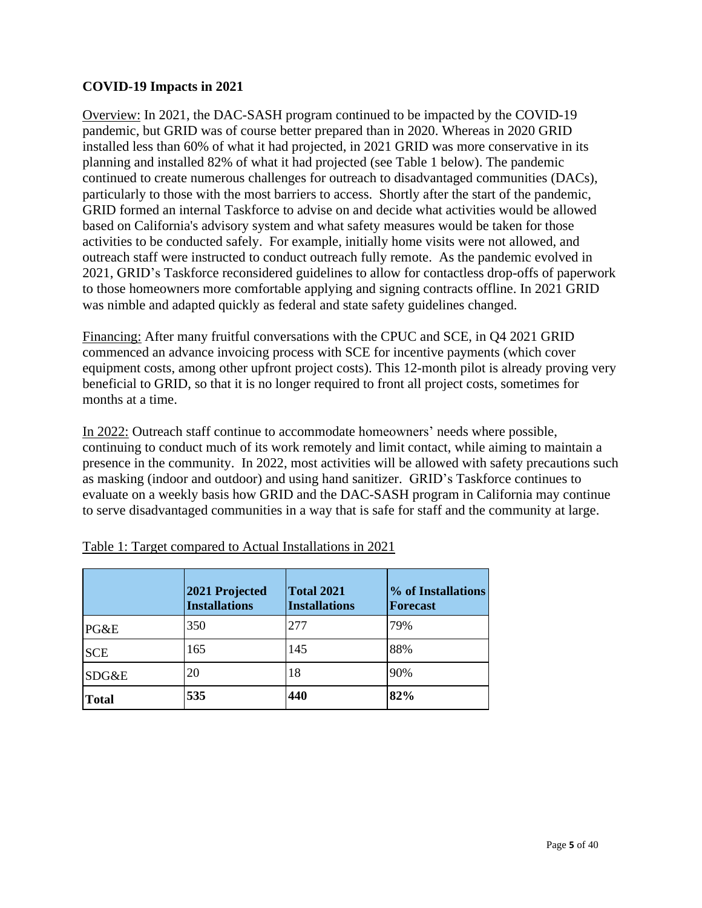## COVID-19 Impacts in 2021

Overview: In 2021, the DAC-SASH program continued to be impacted by the COVID-19 pandemic, but GRID was of course better prepared than in 2020. Whereas in 2020 GRID installed less than 60% of what it had projected, in 2021 GRID was more conservative in its planning and installed 82% of what it had projected (see Table 1 below). The pandemic continued to create numerous challenges for outreach to disadvantaged communities (DACs), particularly to those with the most barriers to access. Shortly after the start of the pandemic, GRID formed an internal Taskforce to advise on and decide what activities would be allowed based on California's advisory system and what safety measures would be taken for those activities to be conducted safely. For example, initially home visits were not allowed, and outreach staff were instructed to conduct outreach fully remote. As the pandemic evolved in 2021, GRID's Taskforce reconsidered guidelines to allow for contactless drop-offs of paperwork to those homeowners more comfortable applying and signing contracts offline. In 2021 GRID was nimble and adapted quickly as federal and state safety guidelines changed.

Financing: After many fruitful conversations with the CPUC and SCE, in Q4 2021 GRID commenced an advance invoicing process with SCE for incentive payments (which cover equipment costs, among other upfront project costs). This 12-month pilot is already proving very beneficial to GRID, so that it is no longer required to front all project costs, sometimes for months at a time.

In 2022: Outreach staff continue to accommodate homeowners' needs where possible, continuing to conduct much of its work remotely and limit contact, while aiming to maintain a presence in the community. In 2022, most activities will be allowed with safety precautions such as masking (indoor and outdoor) and using hand sanitizer. GRID's Taskforce continues to evaluate on a weekly basis how GRID and the DAC-SASH program in California may continue to serve disadvantaged communities in a way that is safe for staff and the community at large.

Table 1: Target compared to Actual Installations in 2021

| | 2021 Projected Installations | Total 2021 Installations | % of Installations Forecast |
|---|---|---|---|
| PG&E | 350 | 277 | 79% |
| SCE | 165 | 145 | 88% |
| SDG&E | 20 | 18 | 90% |
| **Total** | **535** | **440** | **82%** |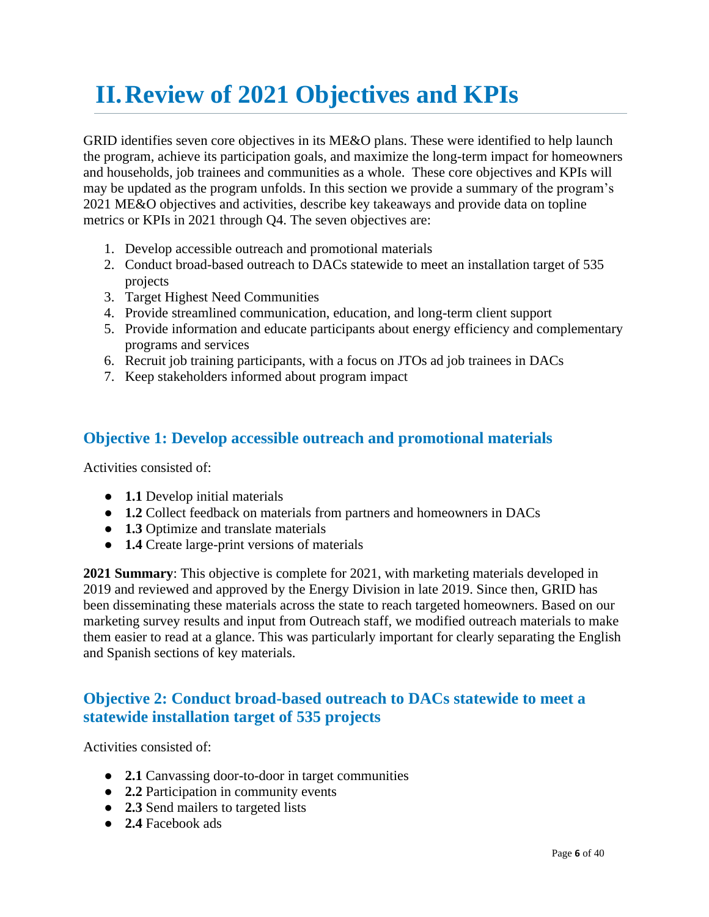# II. Review of 2021 Objectives and KPIs

GRID identifies seven core objectives in its ME&O plans. These were identified to help launch the program, achieve its participation goals, and maximize the long-term impact for homeowners and households, job trainees and communities as a whole. These core objectives and KPIs will may be updated as the program unfolds. In this section we provide a summary of the program's 2021 ME&O objectives and activities, describe key takeaways and provide data on topline metrics or KPIs in 2021 through Q4. The seven objectives are:

1. Develop accessible outreach and promotional materials
2. Conduct broad-based outreach to DACs statewide to meet an installation target of 535 projects
3. Target Highest Need Communities
4. Provide streamlined communication, education, and long-term client support
5. Provide information and educate participants about energy efficiency and complementary programs and services
6. Recruit job training participants, with a focus on JTOs ad job trainees in DACs
7. Keep stakeholders informed about program impact

## Objective 1: Develop accessible outreach and promotional materials

Activities consisted of:

- **1.1** Develop initial materials
- **1.2** Collect feedback on materials from partners and homeowners in DACs
- **1.3** Optimize and translate materials
- **1.4** Create large-print versions of materials

**2021 Summary**: This objective is complete for 2021, with marketing materials developed in 2019 and reviewed and approved by the Energy Division in late 2019. Since then, GRID has been disseminating these materials across the state to reach targeted homeowners. Based on our marketing survey results and input from Outreach staff, we modified outreach materials to make them easier to read at a glance. This was particularly important for clearly separating the English and Spanish sections of key materials.

## Objective 2: Conduct broad-based outreach to DACs statewide to meet a statewide installation target of 535 projects

Activities consisted of:

- **2.1** Canvassing door-to-door in target communities
- **2.2** Participation in community events
- **2.3** Send mailers to targeted lists
- **2.4** Facebook ads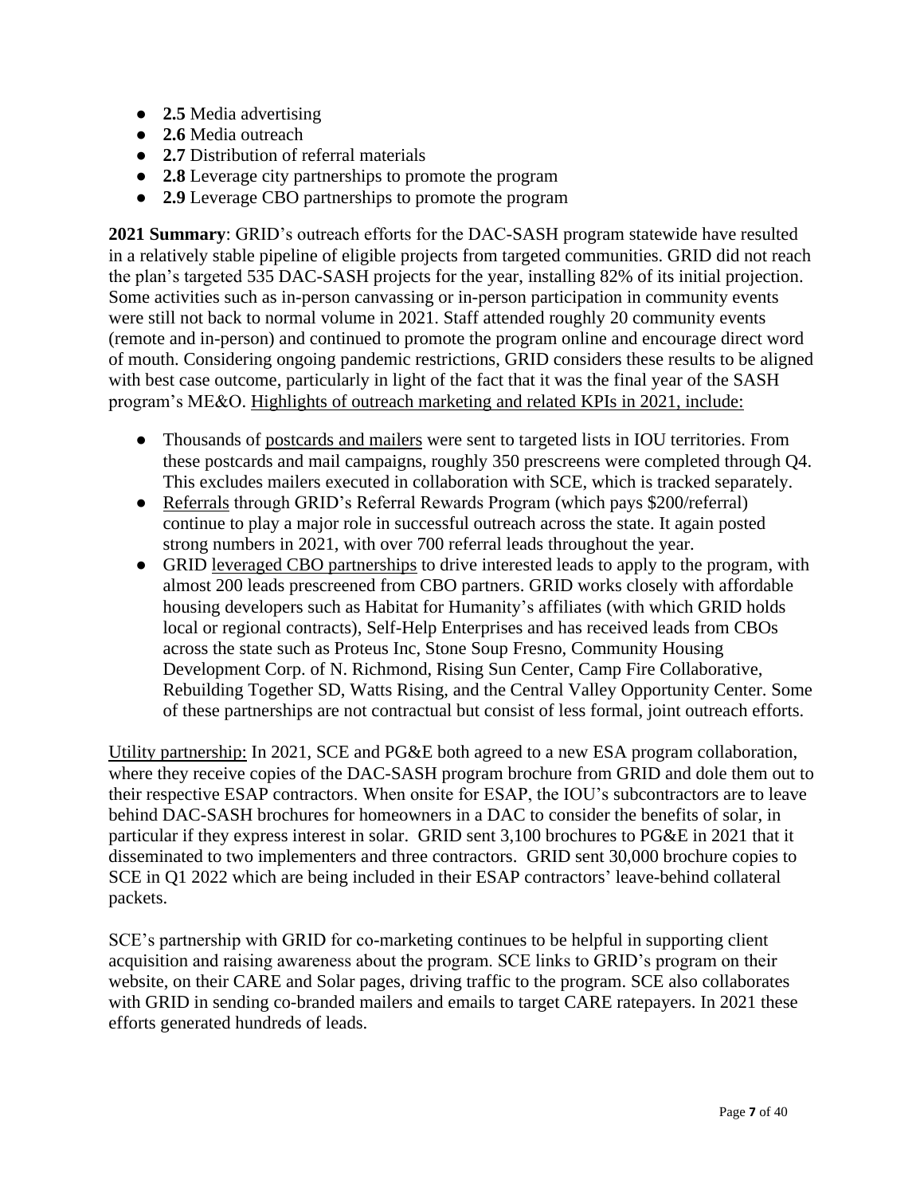- **2.5** Media advertising
- **2.6** Media outreach
- **2.7** Distribution of referral materials
- **2.8** Leverage city partnerships to promote the program
- **2.9** Leverage CBO partnerships to promote the program

**2021 Summary**: GRID's outreach efforts for the DAC-SASH program statewide have resulted in a relatively stable pipeline of eligible projects from targeted communities. GRID did not reach the plan's targeted 535 DAC-SASH projects for the year, installing 82% of its initial projection. Some activities such as in-person canvassing or in-person participation in community events were still not back to normal volume in 2021. Staff attended roughly 20 community events (remote and in-person) and continued to promote the program online and encourage direct word of mouth. Considering ongoing pandemic restrictions, GRID considers these results to be aligned with best case outcome, particularly in light of the fact that it was the final year of the SASH program's ME&O. Highlights of outreach marketing and related KPIs in 2021, include:

- Thousands of postcards and mailers were sent to targeted lists in IOU territories. From these postcards and mail campaigns, roughly 350 prescreens were completed through Q4. This excludes mailers executed in collaboration with SCE, which is tracked separately.
- Referrals through GRID's Referral Rewards Program (which pays $200/referral) continue to play a major role in successful outreach across the state. It again posted strong numbers in 2021, with over 700 referral leads throughout the year.
- GRID leveraged CBO partnerships to drive interested leads to apply to the program, with almost 200 leads prescreened from CBO partners. GRID works closely with affordable housing developers such as Habitat for Humanity's affiliates (with which GRID holds local or regional contracts), Self-Help Enterprises and has received leads from CBOs across the state such as Proteus Inc, Stone Soup Fresno, Community Housing Development Corp. of N. Richmond, Rising Sun Center, Camp Fire Collaborative, Rebuilding Together SD, Watts Rising, and the Central Valley Opportunity Center. Some of these partnerships are not contractual but consist of less formal, joint outreach efforts.

Utility partnership: In 2021, SCE and PG&E both agreed to a new ESA program collaboration, where they receive copies of the DAC-SASH program brochure from GRID and dole them out to their respective ESAP contractors. When onsite for ESAP, the IOU's subcontractors are to leave behind DAC-SASH brochures for homeowners in a DAC to consider the benefits of solar, in particular if they express interest in solar. GRID sent 3,100 brochures to PG&E in 2021 that it disseminated to two implementers and three contractors. GRID sent 30,000 brochure copies to SCE in Q1 2022 which are being included in their ESAP contractors' leave-behind collateral packets.

SCE's partnership with GRID for co-marketing continues to be helpful in supporting client acquisition and raising awareness about the program. SCE links to GRID's program on their website, on their CARE and Solar pages, driving traffic to the program. SCE also collaborates with GRID in sending co-branded mailers and emails to target CARE ratepayers. In 2021 these efforts generated hundreds of leads.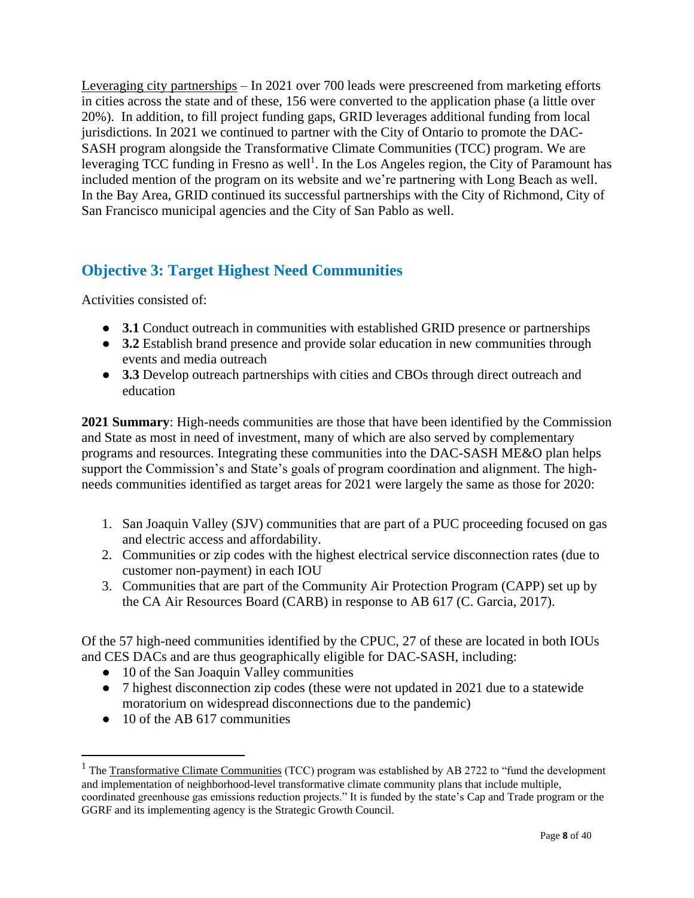Leveraging city partnerships – In 2021 over 700 leads were prescreened from marketing efforts in cities across the state and of these, 156 were converted to the application phase (a little over 20%). In addition, to fill project funding gaps, GRID leverages additional funding from local jurisdictions. In 2021 we continued to partner with the City of Ontario to promote the DAC-SASH program alongside the Transformative Climate Communities (TCC) program. We are leveraging TCC funding in Fresno as well[1]. In the Los Angeles region, the City of Paramount has included mention of the program on its website and we're partnering with Long Beach as well. In the Bay Area, GRID continued its successful partnerships with the City of Richmond, City of San Francisco municipal agencies and the City of San Pablo as well.

## Objective 3: Target Highest Need Communities

Activities consisted of:

- **3.1** Conduct outreach in communities with established GRID presence or partnerships
- **3.2** Establish brand presence and provide solar education in new communities through events and media outreach
- **3.3** Develop outreach partnerships with cities and CBOs through direct outreach and education

**2021 Summary**: High-needs communities are those that have been identified by the Commission and State as most in need of investment, many of which are also served by complementary programs and resources. Integrating these communities into the DAC-SASH ME&O plan helps support the Commission's and State's goals of program coordination and alignment. The high-needs communities identified as target areas for 2021 were largely the same as those for 2020:

1. San Joaquin Valley (SJV) communities that are part of a PUC proceeding focused on gas and electric access and affordability.
2. Communities or zip codes with the highest electrical service disconnection rates (due to customer non-payment) in each IOU
3. Communities that are part of the Community Air Protection Program (CAPP) set up by the CA Air Resources Board (CARB) in response to AB 617 (C. Garcia, 2017).

Of the 57 high-need communities identified by the CPUC, 27 of these are located in both IOUs and CES DACs and are thus geographically eligible for DAC-SASH, including:

- 10 of the San Joaquin Valley communities
- 7 highest disconnection zip codes (these were not updated in 2021 due to a statewide moratorium on widespread disconnections due to the pandemic)
- 10 of the AB 617 communities

---

[1] The Transformative Climate Communities (TCC) program was established by AB 2722 to "fund the development and implementation of neighborhood-level transformative climate community plans that include multiple, coordinated greenhouse gas emissions reduction projects." It is funded by the state's Cap and Trade program or the GGRF and its implementing agency is the Strategic Growth Council.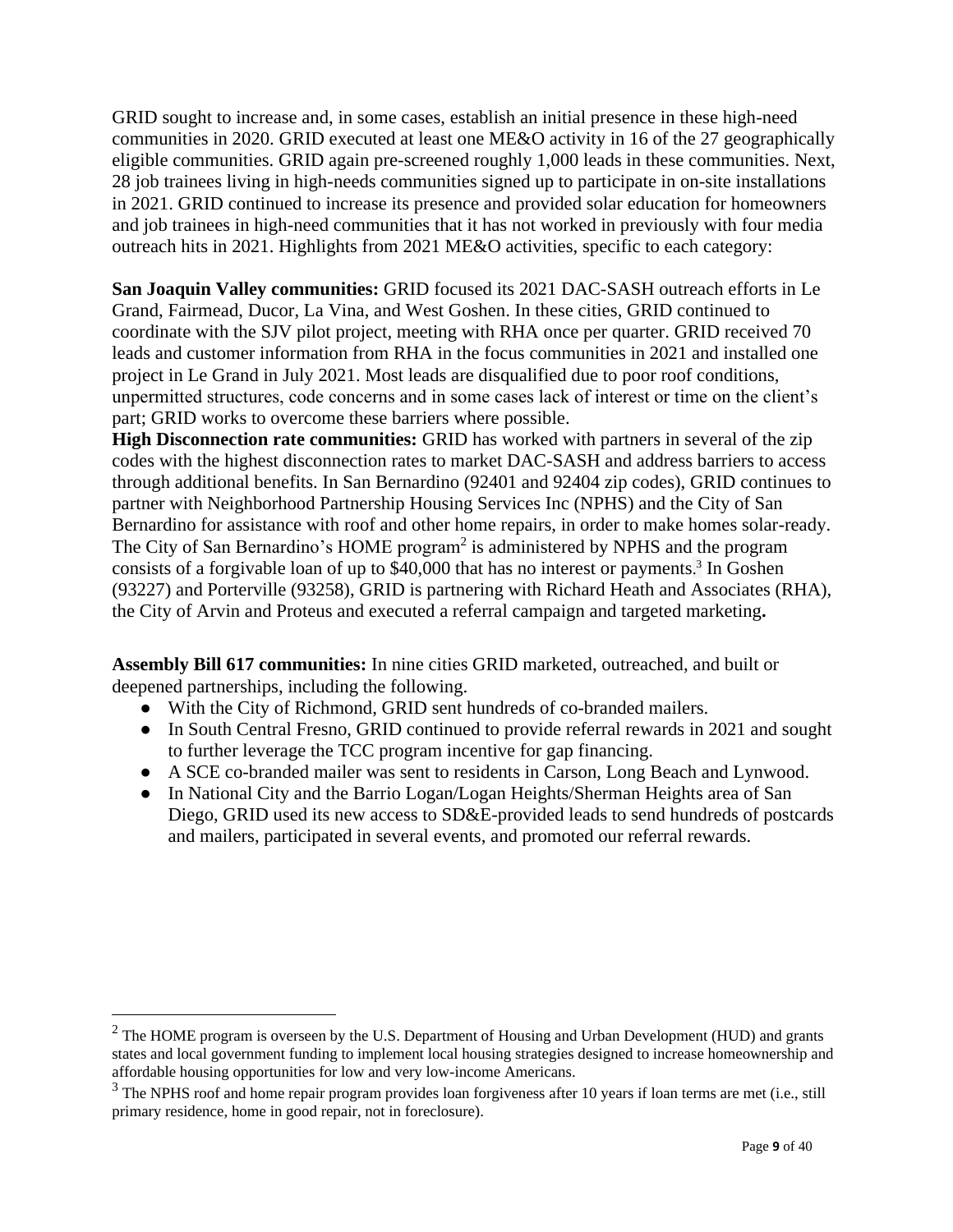GRID sought to increase and, in some cases, establish an initial presence in these high-need communities in 2020. GRID executed at least one ME&O activity in 16 of the 27 geographically eligible communities. GRID again pre-screened roughly 1,000 leads in these communities. Next, 28 job trainees living in high-needs communities signed up to participate in on-site installations in 2021. GRID continued to increase its presence and provided solar education for homeowners and job trainees in high-need communities that it has not worked in previously with four media outreach hits in 2021. Highlights from 2021 ME&O activities, specific to each category:

**San Joaquin Valley communities:** GRID focused its 2021 DAC-SASH outreach efforts in Le Grand, Fairmead, Ducor, La Vina, and West Goshen. In these cities, GRID continued to coordinate with the SJV pilot project, meeting with RHA once per quarter. GRID received 70 leads and customer information from RHA in the focus communities in 2021 and installed one project in Le Grand in July 2021. Most leads are disqualified due to poor roof conditions, unpermitted structures, code concerns and in some cases lack of interest or time on the client's part; GRID works to overcome these barriers where possible.

**High Disconnection rate communities:** GRID has worked with partners in several of the zip codes with the highest disconnection rates to market DAC-SASH and address barriers to access through additional benefits. In San Bernardino (92401 and 92404 zip codes), GRID continues to partner with Neighborhood Partnership Housing Services Inc (NPHS) and the City of San Bernardino for assistance with roof and other home repairs, in order to make homes solar-ready. The City of San Bernardino's HOME program[2] is administered by NPHS and the program consists of a forgivable loan of up to $40,000 that has no interest or payments.[3] In Goshen (93227) and Porterville (93258), GRID is partnering with Richard Heath and Associates (RHA), the City of Arvin and Proteus and executed a referral campaign and targeted marketing**.**

**Assembly Bill 617 communities:** In nine cities GRID marketed, outreached, and built or deepened partnerships, including the following.

- With the City of Richmond, GRID sent hundreds of co-branded mailers.
- In South Central Fresno, GRID continued to provide referral rewards in 2021 and sought to further leverage the TCC program incentive for gap financing.
- A SCE co-branded mailer was sent to residents in Carson, Long Beach and Lynwood.
- In National City and the Barrio Logan/Logan Heights/Sherman Heights area of San Diego, GRID used its new access to SD&E-provided leads to send hundreds of postcards and mailers, participated in several events, and promoted our referral rewards.

---

[2] The HOME program is overseen by the U.S. Department of Housing and Urban Development (HUD) and grants states and local government funding to implement local housing strategies designed to increase homeownership and affordable housing opportunities for low and very low-income Americans.

[3] The NPHS roof and home repair program provides loan forgiveness after 10 years if loan terms are met (i.e., still primary residence, home in good repair, not in foreclosure).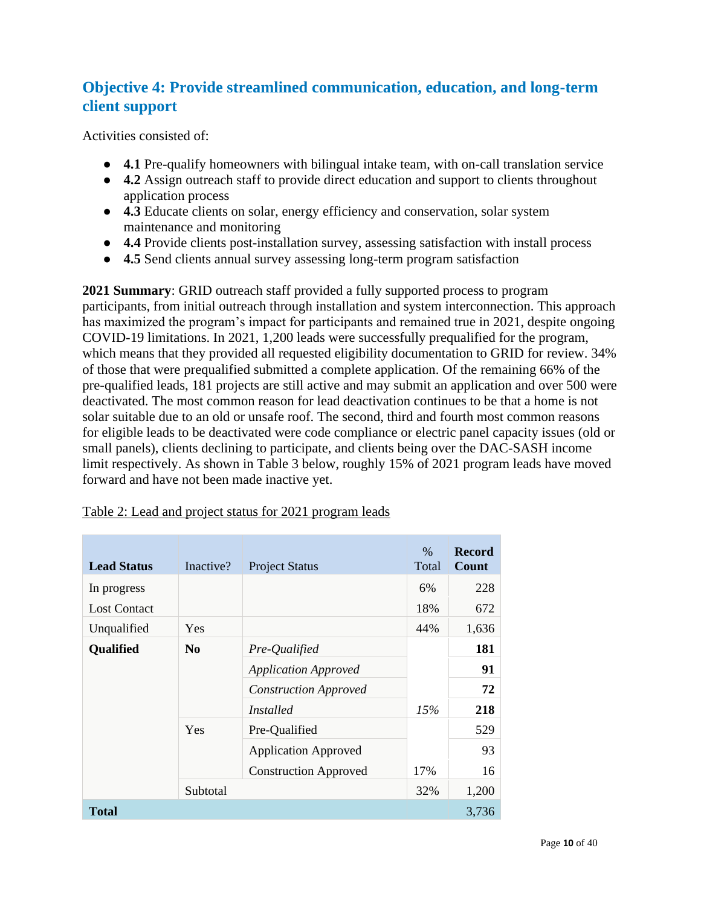## Objective 4: Provide streamlined communication, education, and long-term client support

Activities consisted of:

- **4.1** Pre-qualify homeowners with bilingual intake team, with on-call translation service
- **4.2** Assign outreach staff to provide direct education and support to clients throughout application process
- **4.3** Educate clients on solar, energy efficiency and conservation, solar system maintenance and monitoring
- **4.4** Provide clients post-installation survey, assessing satisfaction with install process
- **4.5** Send clients annual survey assessing long-term program satisfaction

**2021 Summary**: GRID outreach staff provided a fully supported process to program participants, from initial outreach through installation and system interconnection. This approach has maximized the program's impact for participants and remained true in 2021, despite ongoing COVID-19 limitations. In 2021, 1,200 leads were successfully prequalified for the program, which means that they provided all requested eligibility documentation to GRID for review. 34% of those that were prequalified submitted a complete application. Of the remaining 66% of the pre-qualified leads, 181 projects are still active and may submit an application and over 500 were deactivated. The most common reason for lead deactivation continues to be that a home is not solar suitable due to an old or unsafe roof. The second, third and fourth most common reasons for eligible leads to be deactivated were code compliance or electric panel capacity issues (old or small panels), clients declining to participate, and clients being over the DAC-SASH income limit respectively. As shown in Table 3 below, roughly 15% of 2021 program leads have moved forward and have not been made inactive yet.

Table 2: Lead and project status for 2021 program leads

| Lead Status | Inactive? | Project Status | % Total | Record Count |
|---|---|---|---|---|
| In progress | | | 6% | 228 |
| Lost Contact | | | 18% | 672 |
| Unqualified | Yes | | 44% | 1,636 |
| **Qualified** | **No** | *Pre-Qualified* | | **181** |
| | | *Application Approved* | | **91** |
| | | *Construction Approved* | | **72** |
| | | *Installed* | *15%* | **218** |
| | Yes | Pre-Qualified | | 529 |
| | | Application Approved | | 93 |
| | | Construction Approved | 17% | 16 |
| | Subtotal | | 32% | 1,200 |
| **Total** | | | | 3,736 |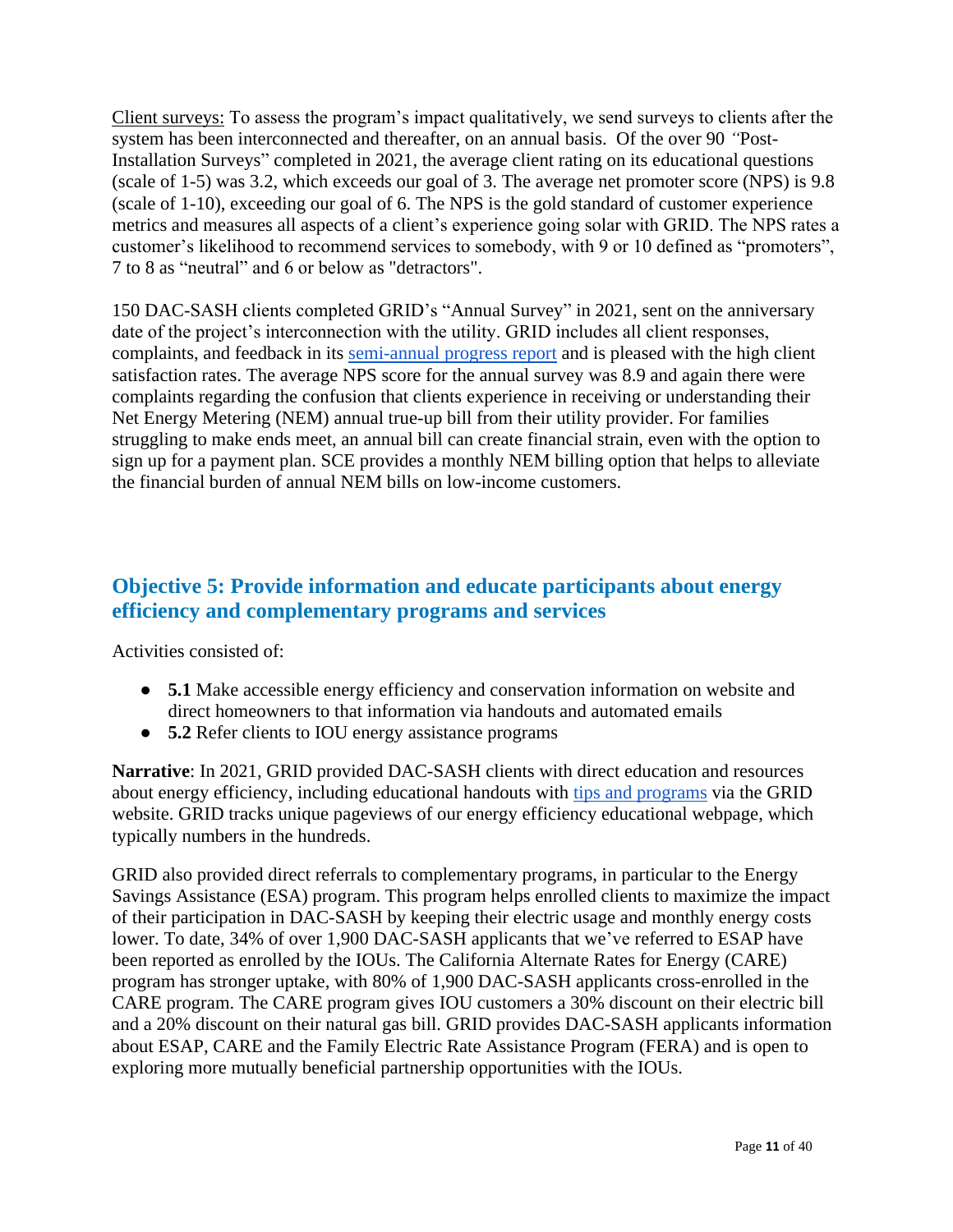Client surveys: To assess the program's impact qualitatively, we send surveys to clients after the system has been interconnected and thereafter, on an annual basis. Of the over 90 "Post-Installation Surveys" completed in 2021, the average client rating on its educational questions (scale of 1-5) was 3.2, which exceeds our goal of 3. The average net promoter score (NPS) is 9.8 (scale of 1-10), exceeding our goal of 6. The NPS is the gold standard of customer experience metrics and measures all aspects of a client's experience going solar with GRID. The NPS rates a customer's likelihood to recommend services to somebody, with 9 or 10 defined as "promoters", 7 to 8 as "neutral" and 6 or below as "detractors".

150 DAC-SASH clients completed GRID's "Annual Survey" in 2021, sent on the anniversary date of the project's interconnection with the utility. GRID includes all client responses, complaints, and feedback in its semi-annual progress report and is pleased with the high client satisfaction rates. The average NPS score for the annual survey was 8.9 and again there were complaints regarding the confusion that clients experience in receiving or understanding their Net Energy Metering (NEM) annual true-up bill from their utility provider. For families struggling to make ends meet, an annual bill can create financial strain, even with the option to sign up for a payment plan. SCE provides a monthly NEM billing option that helps to alleviate the financial burden of annual NEM bills on low-income customers.

## Objective 5: Provide information and educate participants about energy efficiency and complementary programs and services

Activities consisted of:

- **5.1** Make accessible energy efficiency and conservation information on website and direct homeowners to that information via handouts and automated emails
- **5.2** Refer clients to IOU energy assistance programs

**Narrative**: In 2021, GRID provided DAC-SASH clients with direct education and resources about energy efficiency, including educational handouts with tips and programs via the GRID website. GRID tracks unique pageviews of our energy efficiency educational webpage, which typically numbers in the hundreds.

GRID also provided direct referrals to complementary programs, in particular to the Energy Savings Assistance (ESA) program. This program helps enrolled clients to maximize the impact of their participation in DAC-SASH by keeping their electric usage and monthly energy costs lower. To date, 34% of over 1,900 DAC-SASH applicants that we've referred to ESAP have been reported as enrolled by the IOUs. The California Alternate Rates for Energy (CARE) program has stronger uptake, with 80% of 1,900 DAC-SASH applicants cross-enrolled in the CARE program. The CARE program gives IOU customers a 30% discount on their electric bill and a 20% discount on their natural gas bill. GRID provides DAC-SASH applicants information about ESAP, CARE and the Family Electric Rate Assistance Program (FERA) and is open to exploring more mutually beneficial partnership opportunities with the IOUs.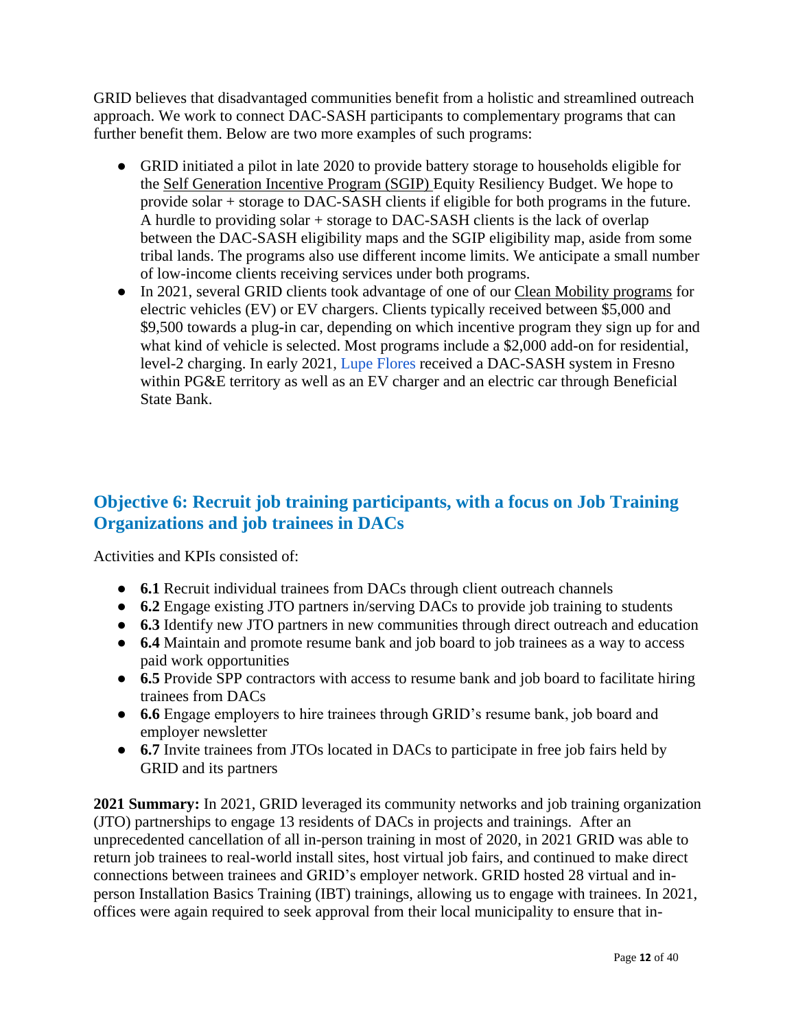GRID believes that disadvantaged communities benefit from a holistic and streamlined outreach approach. We work to connect DAC-SASH participants to complementary programs that can further benefit them. Below are two more examples of such programs:

- GRID initiated a pilot in late 2020 to provide battery storage to households eligible for the Self Generation Incentive Program (SGIP) Equity Resiliency Budget. We hope to provide solar + storage to DAC-SASH clients if eligible for both programs in the future. A hurdle to providing solar + storage to DAC-SASH clients is the lack of overlap between the DAC-SASH eligibility maps and the SGIP eligibility map, aside from some tribal lands. The programs also use different income limits. We anticipate a small number of low-income clients receiving services under both programs.
- In 2021, several GRID clients took advantage of one of our Clean Mobility programs for electric vehicles (EV) or EV chargers. Clients typically received between \$5,000 and \$9,500 towards a plug-in car, depending on which incentive program they sign up for and what kind of vehicle is selected. Most programs include a \$2,000 add-on for residential, level-2 charging. In early 2021, Lupe Flores received a DAC-SASH system in Fresno within PG&E territory as well as an EV charger and an electric car through Beneficial State Bank.

## Objective 6: Recruit job training participants, with a focus on Job Training Organizations and job trainees in DACs

Activities and KPIs consisted of:

- **6.1** Recruit individual trainees from DACs through client outreach channels
- **6.2** Engage existing JTO partners in/serving DACs to provide job training to students
- **6.3** Identify new JTO partners in new communities through direct outreach and education
- **6.4** Maintain and promote resume bank and job board to job trainees as a way to access paid work opportunities
- **6.5** Provide SPP contractors with access to resume bank and job board to facilitate hiring trainees from DACs
- **6.6** Engage employers to hire trainees through GRID's resume bank, job board and employer newsletter
- **6.7** Invite trainees from JTOs located in DACs to participate in free job fairs held by GRID and its partners

**2021 Summary:** In 2021, GRID leveraged its community networks and job training organization (JTO) partnerships to engage 13 residents of DACs in projects and trainings. After an unprecedented cancellation of all in-person training in most of 2020, in 2021 GRID was able to return job trainees to real-world install sites, host virtual job fairs, and continued to make direct connections between trainees and GRID's employer network. GRID hosted 28 virtual and in-person Installation Basics Training (IBT) trainings, allowing us to engage with trainees. In 2021, offices were again required to seek approval from their local municipality to ensure that in-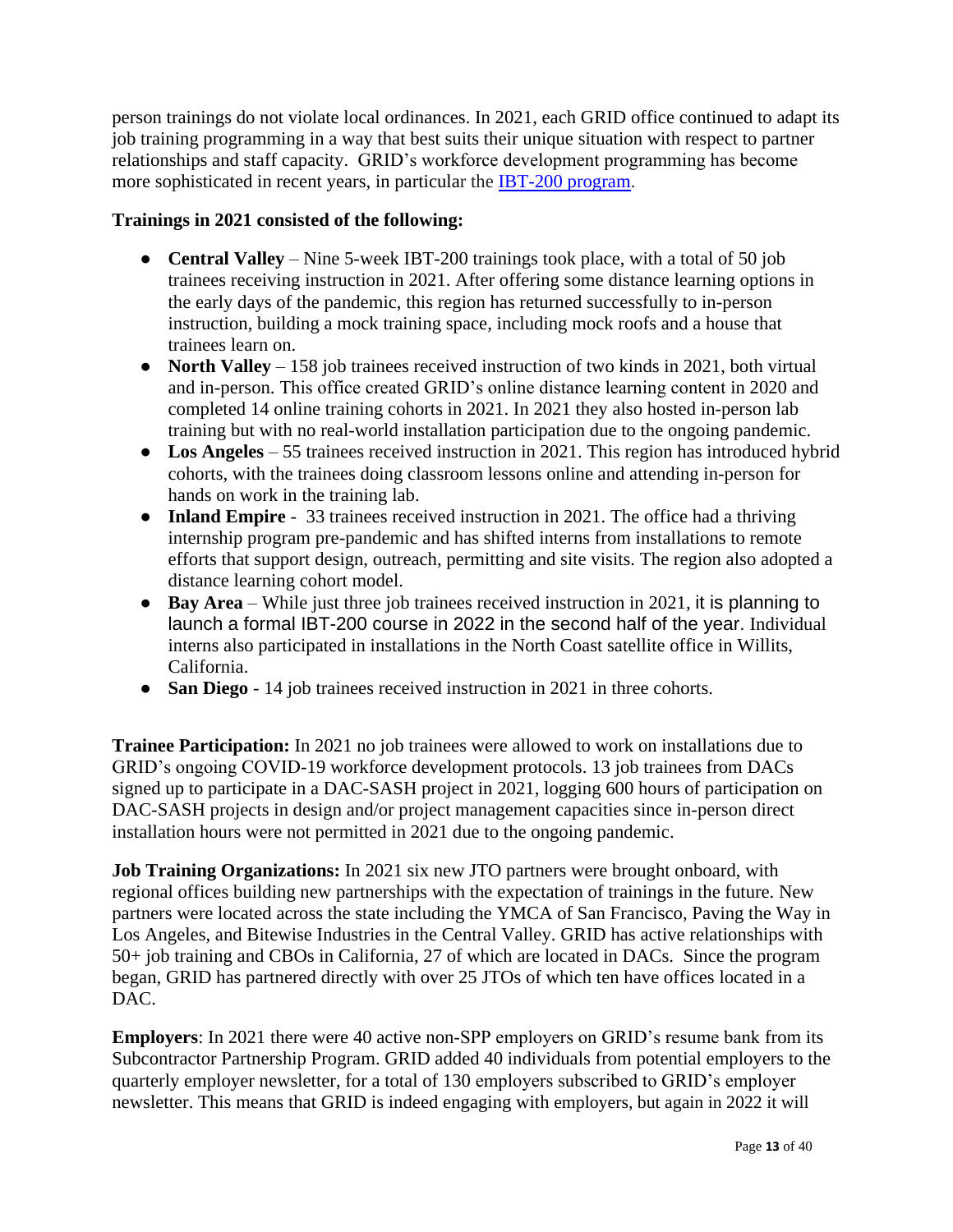person trainings do not violate local ordinances. In 2021, each GRID office continued to adapt its job training programming in a way that best suits their unique situation with respect to partner relationships and staff capacity. GRID's workforce development programming has become more sophisticated in recent years, in particular the [IBT-200 program](#).

**Trainings in 2021 consisted of the following:**

- **Central Valley** – Nine 5-week IBT-200 trainings took place, with a total of 50 job trainees receiving instruction in 2021. After offering some distance learning options in the early days of the pandemic, this region has returned successfully to in-person instruction, building a mock training space, including mock roofs and a house that trainees learn on.
- **North Valley** – 158 job trainees received instruction of two kinds in 2021, both virtual and in-person. This office created GRID's online distance learning content in 2020 and completed 14 online training cohorts in 2021. In 2021 they also hosted in-person lab training but with no real-world installation participation due to the ongoing pandemic.
- **Los Angeles** – 55 trainees received instruction in 2021. This region has introduced hybrid cohorts, with the trainees doing classroom lessons online and attending in-person for hands on work in the training lab.
- **Inland Empire** - 33 trainees received instruction in 2021. The office had a thriving internship program pre-pandemic and has shifted interns from installations to remote efforts that support design, outreach, permitting and site visits. The region also adopted a distance learning cohort model.
- **Bay Area** – While just three job trainees received instruction in 2021, it is planning to launch a formal IBT-200 course in 2022 in the second half of the year. Individual interns also participated in installations in the North Coast satellite office in Willits, California.
- **San Diego** - 14 job trainees received instruction in 2021 in three cohorts.

**Trainee Participation:** In 2021 no job trainees were allowed to work on installations due to GRID's ongoing COVID-19 workforce development protocols. 13 job trainees from DACs signed up to participate in a DAC-SASH project in 2021, logging 600 hours of participation on DAC-SASH projects in design and/or project management capacities since in-person direct installation hours were not permitted in 2021 due to the ongoing pandemic.

**Job Training Organizations:** In 2021 six new JTO partners were brought onboard, with regional offices building new partnerships with the expectation of trainings in the future. New partners were located across the state including the YMCA of San Francisco, Paving the Way in Los Angeles, and Bitewise Industries in the Central Valley. GRID has active relationships with 50+ job training and CBOs in California, 27 of which are located in DACs. Since the program began, GRID has partnered directly with over 25 JTOs of which ten have offices located in a DAC.

**Employers**: In 2021 there were 40 active non-SPP employers on GRID's resume bank from its Subcontractor Partnership Program. GRID added 40 individuals from potential employers to the quarterly employer newsletter, for a total of 130 employers subscribed to GRID's employer newsletter. This means that GRID is indeed engaging with employers, but again in 2022 it will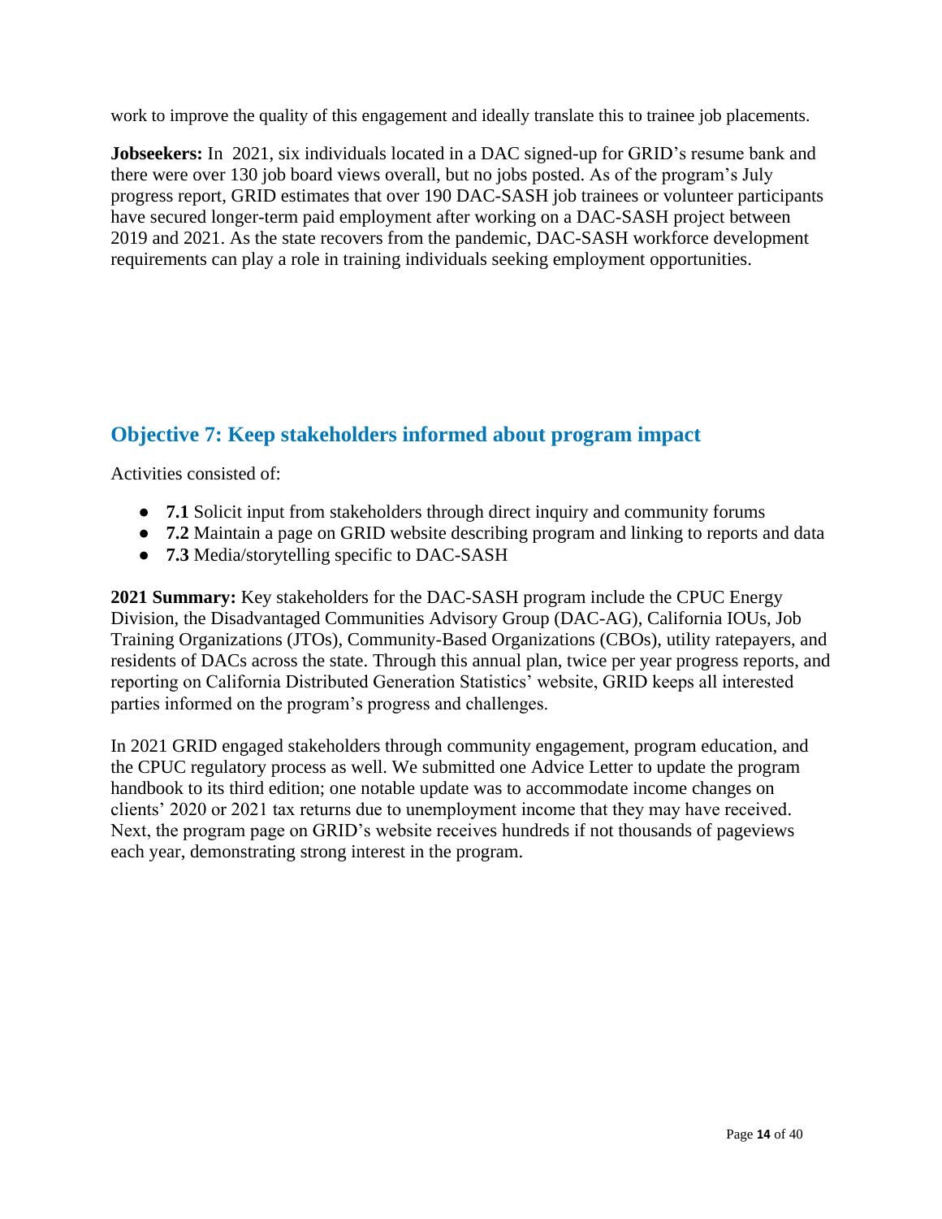work to improve the quality of this engagement and ideally translate this to trainee job placements.

**Jobseekers:** In 2021, six individuals located in a DAC signed-up for GRID's resume bank and there were over 130 job board views overall, but no jobs posted. As of the program's July progress report, GRID estimates that over 190 DAC-SASH job trainees or volunteer participants have secured longer-term paid employment after working on a DAC-SASH project between 2019 and 2021. As the state recovers from the pandemic, DAC-SASH workforce development requirements can play a role in training individuals seeking employment opportunities.

## Objective 7: Keep stakeholders informed about program impact

Activities consisted of:

- **7.1** Solicit input from stakeholders through direct inquiry and community forums
- **7.2** Maintain a page on GRID website describing program and linking to reports and data
- **7.3** Media/storytelling specific to DAC-SASH

**2021 Summary:** Key stakeholders for the DAC-SASH program include the CPUC Energy Division, the Disadvantaged Communities Advisory Group (DAC-AG), California IOUs, Job Training Organizations (JTOs), Community-Based Organizations (CBOs), utility ratepayers, and residents of DACs across the state. Through this annual plan, twice per year progress reports, and reporting on California Distributed Generation Statistics' website, GRID keeps all interested parties informed on the program's progress and challenges.

In 2021 GRID engaged stakeholders through community engagement, program education, and the CPUC regulatory process as well. We submitted one Advice Letter to update the program handbook to its third edition; one notable update was to accommodate income changes on clients' 2020 or 2021 tax returns due to unemployment income that they may have received. Next, the program page on GRID's website receives hundreds if not thousands of pageviews each year, demonstrating strong interest in the program.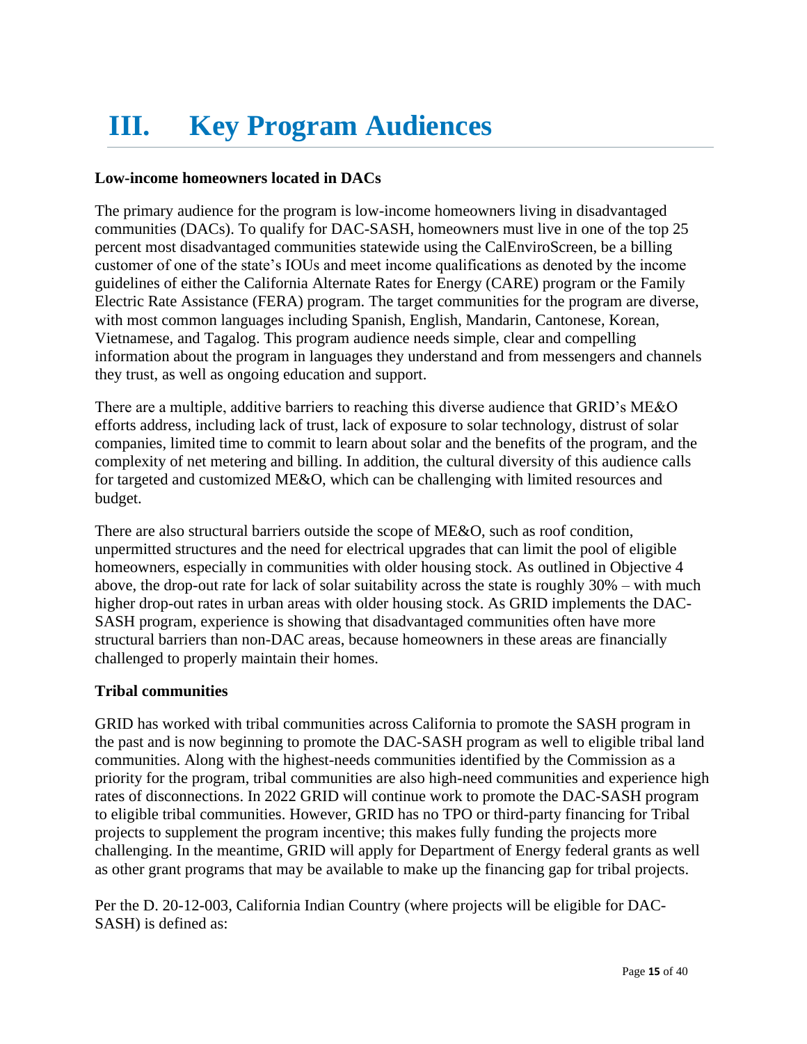# III. Key Program Audiences

**Low-income homeowners located in DACs**

The primary audience for the program is low-income homeowners living in disadvantaged communities (DACs). To qualify for DAC-SASH, homeowners must live in one of the top 25 percent most disadvantaged communities statewide using the CalEnviroScreen, be a billing customer of one of the state's IOUs and meet income qualifications as denoted by the income guidelines of either the California Alternate Rates for Energy (CARE) program or the Family Electric Rate Assistance (FERA) program. The target communities for the program are diverse, with most common languages including Spanish, English, Mandarin, Cantonese, Korean, Vietnamese, and Tagalog. This program audience needs simple, clear and compelling information about the program in languages they understand and from messengers and channels they trust, as well as ongoing education and support.

There are a multiple, additive barriers to reaching this diverse audience that GRID's ME&O efforts address, including lack of trust, lack of exposure to solar technology, distrust of solar companies, limited time to commit to learn about solar and the benefits of the program, and the complexity of net metering and billing. In addition, the cultural diversity of this audience calls for targeted and customized ME&O, which can be challenging with limited resources and budget.

There are also structural barriers outside the scope of ME&O, such as roof condition, unpermitted structures and the need for electrical upgrades that can limit the pool of eligible homeowners, especially in communities with older housing stock. As outlined in Objective 4 above, the drop-out rate for lack of solar suitability across the state is roughly 30% – with much higher drop-out rates in urban areas with older housing stock. As GRID implements the DAC-SASH program, experience is showing that disadvantaged communities often have more structural barriers than non-DAC areas, because homeowners in these areas are financially challenged to properly maintain their homes.

**Tribal communities**

GRID has worked with tribal communities across California to promote the SASH program in the past and is now beginning to promote the DAC-SASH program as well to eligible tribal land communities. Along with the highest-needs communities identified by the Commission as a priority for the program, tribal communities are also high-need communities and experience high rates of disconnections. In 2022 GRID will continue work to promote the DAC-SASH program to eligible tribal communities. However, GRID has no TPO or third-party financing for Tribal projects to supplement the program incentive; this makes fully funding the projects more challenging. In the meantime, GRID will apply for Department of Energy federal grants as well as other grant programs that may be available to make up the financing gap for tribal projects.

Per the D. 20-12-003, California Indian Country (where projects will be eligible for DAC-SASH) is defined as: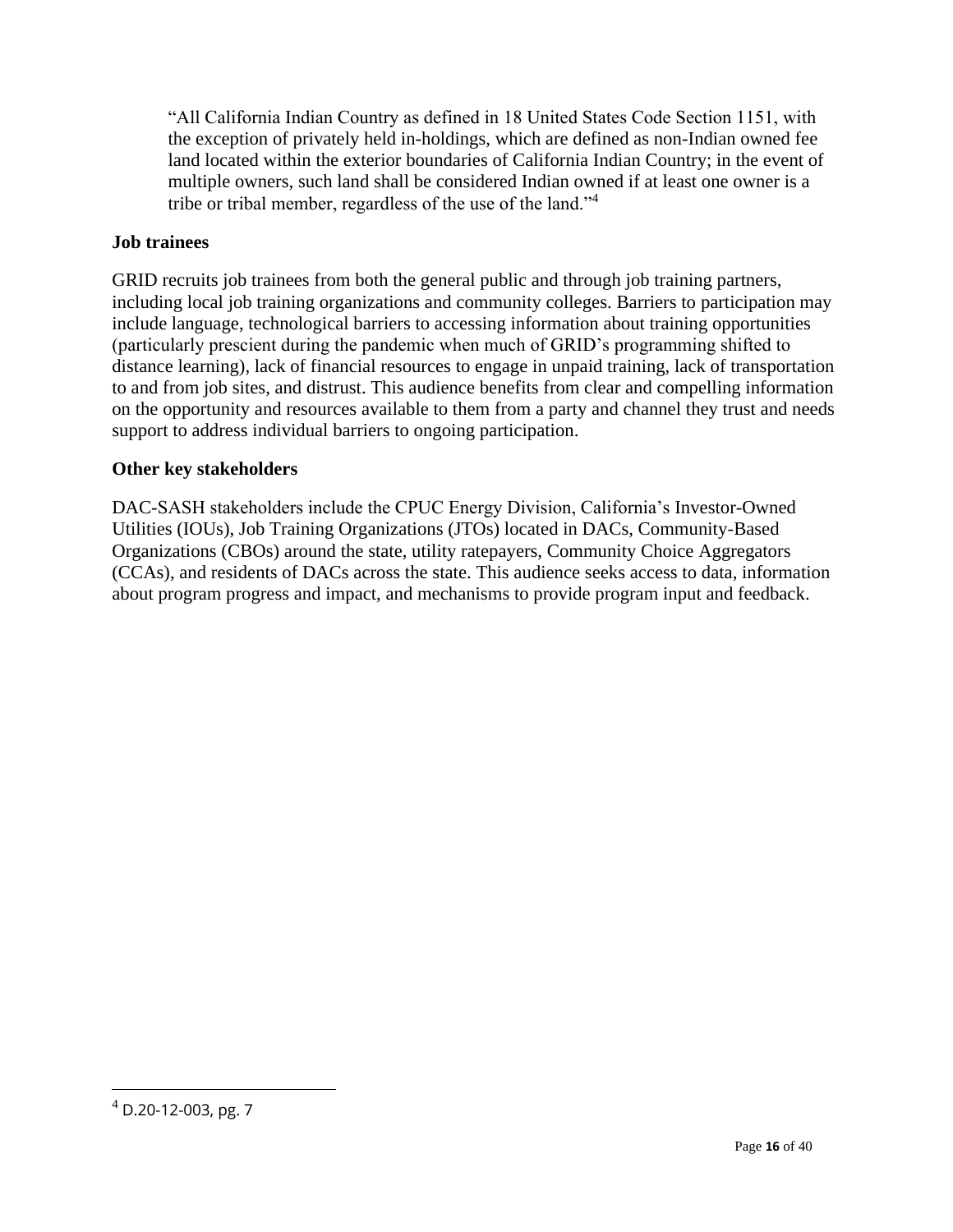> "All California Indian Country as defined in 18 United States Code Section 1151, with the exception of privately held in-holdings, which are defined as non-Indian owned fee land located within the exterior boundaries of California Indian Country; in the event of multiple owners, such land shall be considered Indian owned if at least one owner is a tribe or tribal member, regardless of the use of the land."[4]

**Job trainees**

GRID recruits job trainees from both the general public and through job training partners, including local job training organizations and community colleges. Barriers to participation may include language, technological barriers to accessing information about training opportunities (particularly prescient during the pandemic when much of GRID's programming shifted to distance learning), lack of financial resources to engage in unpaid training, lack of transportation to and from job sites, and distrust. This audience benefits from clear and compelling information on the opportunity and resources available to them from a party and channel they trust and needs support to address individual barriers to ongoing participation.

**Other key stakeholders**

DAC-SASH stakeholders include the CPUC Energy Division, California's Investor-Owned Utilities (IOUs), Job Training Organizations (JTOs) located in DACs, Community-Based Organizations (CBOs) around the state, utility ratepayers, Community Choice Aggregators (CCAs), and residents of DACs across the state. This audience seeks access to data, information about program progress and impact, and mechanisms to provide program input and feedback.

---

[4] D.20-12-003, pg. 7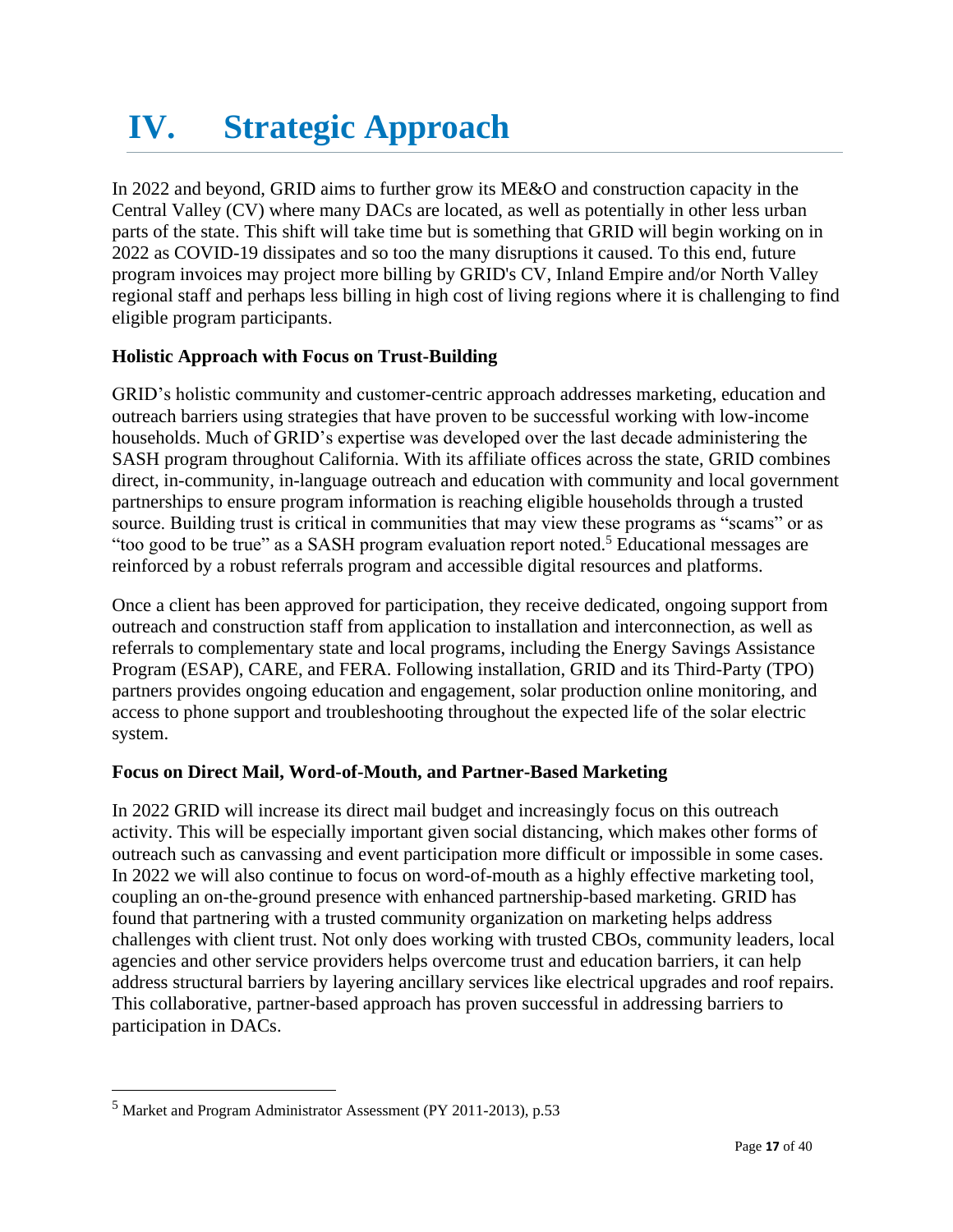# IV. Strategic Approach

In 2022 and beyond, GRID aims to further grow its ME&O and construction capacity in the Central Valley (CV) where many DACs are located, as well as potentially in other less urban parts of the state. This shift will take time but is something that GRID will begin working on in 2022 as COVID-19 dissipates and so too the many disruptions it caused. To this end, future program invoices may project more billing by GRID's CV, Inland Empire and/or North Valley regional staff and perhaps less billing in high cost of living regions where it is challenging to find eligible program participants.

**Holistic Approach with Focus on Trust-Building**

GRID's holistic community and customer-centric approach addresses marketing, education and outreach barriers using strategies that have proven to be successful working with low-income households. Much of GRID's expertise was developed over the last decade administering the SASH program throughout California. With its affiliate offices across the state, GRID combines direct, in-community, in-language outreach and education with community and local government partnerships to ensure program information is reaching eligible households through a trusted source. Building trust is critical in communities that may view these programs as "scams" or as "too good to be true" as a SASH program evaluation report noted.[5] Educational messages are reinforced by a robust referrals program and accessible digital resources and platforms.

Once a client has been approved for participation, they receive dedicated, ongoing support from outreach and construction staff from application to installation and interconnection, as well as referrals to complementary state and local programs, including the Energy Savings Assistance Program (ESAP), CARE, and FERA. Following installation, GRID and its Third-Party (TPO) partners provides ongoing education and engagement, solar production online monitoring, and access to phone support and troubleshooting throughout the expected life of the solar electric system.

**Focus on Direct Mail, Word-of-Mouth, and Partner-Based Marketing**

In 2022 GRID will increase its direct mail budget and increasingly focus on this outreach activity. This will be especially important given social distancing, which makes other forms of outreach such as canvassing and event participation more difficult or impossible in some cases. In 2022 we will also continue to focus on word-of-mouth as a highly effective marketing tool, coupling an on-the-ground presence with enhanced partnership-based marketing. GRID has found that partnering with a trusted community organization on marketing helps address challenges with client trust. Not only does working with trusted CBOs, community leaders, local agencies and other service providers helps overcome trust and education barriers, it can help address structural barriers by layering ancillary services like electrical upgrades and roof repairs. This collaborative, partner-based approach has proven successful in addressing barriers to participation in DACs.

---

[5] Market and Program Administrator Assessment (PY 2011-2013), p.53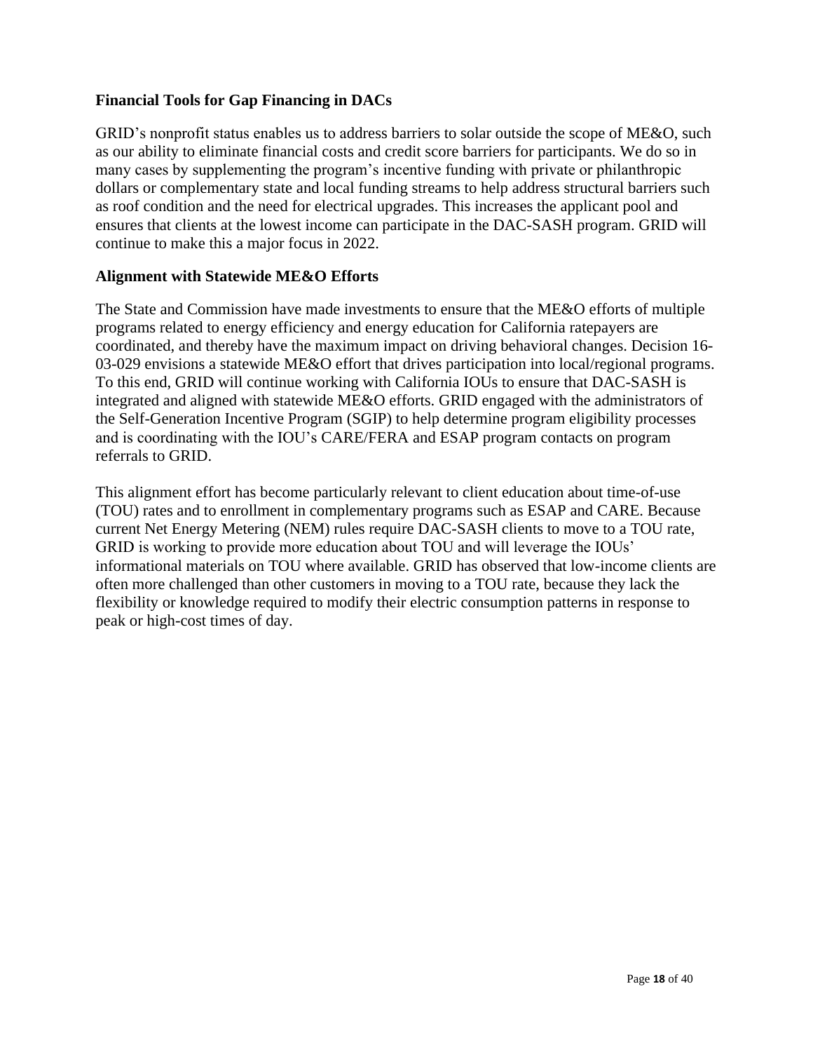**Financial Tools for Gap Financing in DACs**

GRID's nonprofit status enables us to address barriers to solar outside the scope of ME&O, such as our ability to eliminate financial costs and credit score barriers for participants. We do so in many cases by supplementing the program's incentive funding with private or philanthropic dollars or complementary state and local funding streams to help address structural barriers such as roof condition and the need for electrical upgrades. This increases the applicant pool and ensures that clients at the lowest income can participate in the DAC-SASH program. GRID will continue to make this a major focus in 2022.

**Alignment with Statewide ME&O Efforts**

The State and Commission have made investments to ensure that the ME&O efforts of multiple programs related to energy efficiency and energy education for California ratepayers are coordinated, and thereby have the maximum impact on driving behavioral changes. Decision 16-03-029 envisions a statewide ME&O effort that drives participation into local/regional programs. To this end, GRID will continue working with California IOUs to ensure that DAC-SASH is integrated and aligned with statewide ME&O efforts. GRID engaged with the administrators of the Self-Generation Incentive Program (SGIP) to help determine program eligibility processes and is coordinating with the IOU's CARE/FERA and ESAP program contacts on program referrals to GRID.

This alignment effort has become particularly relevant to client education about time-of-use (TOU) rates and to enrollment in complementary programs such as ESAP and CARE. Because current Net Energy Metering (NEM) rules require DAC-SASH clients to move to a TOU rate, GRID is working to provide more education about TOU and will leverage the IOUs' informational materials on TOU where available. GRID has observed that low-income clients are often more challenged than other customers in moving to a TOU rate, because they lack the flexibility or knowledge required to modify their electric consumption patterns in response to peak or high-cost times of day.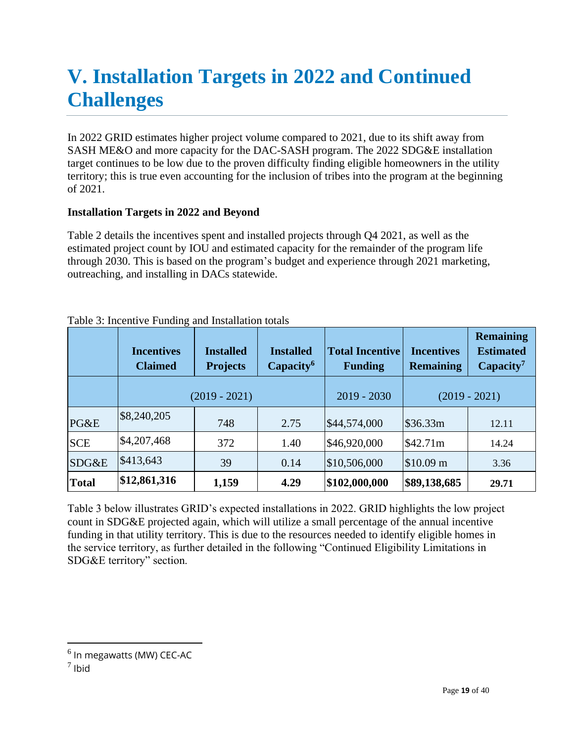# V. Installation Targets in 2022 and Continued Challenges

In 2022 GRID estimates higher project volume compared to 2021, due to its shift away from SASH ME&O and more capacity for the DAC-SASH program. The 2022 SDG&E installation target continues to be low due to the proven difficulty finding eligible homeowners in the utility territory; this is true even accounting for the inclusion of tribes into the program at the beginning of 2021.

**Installation Targets in 2022 and Beyond**

Table 2 details the incentives spent and installed projects through Q4 2021, as well as the estimated project count by IOU and estimated capacity for the remainder of the program life through 2030. This is based on the program's budget and experience through 2021 marketing, outreaching, and installing in DACs statewide.

Table 3: Incentive Funding and Installation totals

| | Incentives Claimed | Installed Projects | Installed Capacity[6] | Total Incentive Funding | Incentives Remaining | Remaining Estimated Capacity[7] |
|---|---|---|---|---|---|---|
| | (2019 - 2021) | | | 2019 - 2030 | (2019 - 2021) | |
| PG&E | $8,240,205 | 748 | 2.75 | $44,574,000 | $36.33m | 12.11 |
| SCE | $4,207,468 | 372 | 1.40 | $46,920,000 | $42.71m | 14.24 |
| SDG&E | $413,643 | 39 | 0.14 | $10,506,000 | $10.09 m | 3.36 |
| **Total** | **$12,861,316** | **1,159** | **4.29** | **$102,000,000** | **$89,138,685** | **29.71** |

Table 3 below illustrates GRID's expected installations in 2022. GRID highlights the low project count in SDG&E projected again, which will utilize a small percentage of the annual incentive funding in that utility territory. This is due to the resources needed to identify eligible homes in the service territory, as further detailed in the following "Continued Eligibility Limitations in SDG&E territory" section.

[6] In megawatts (MW) CEC-AC

[7] Ibid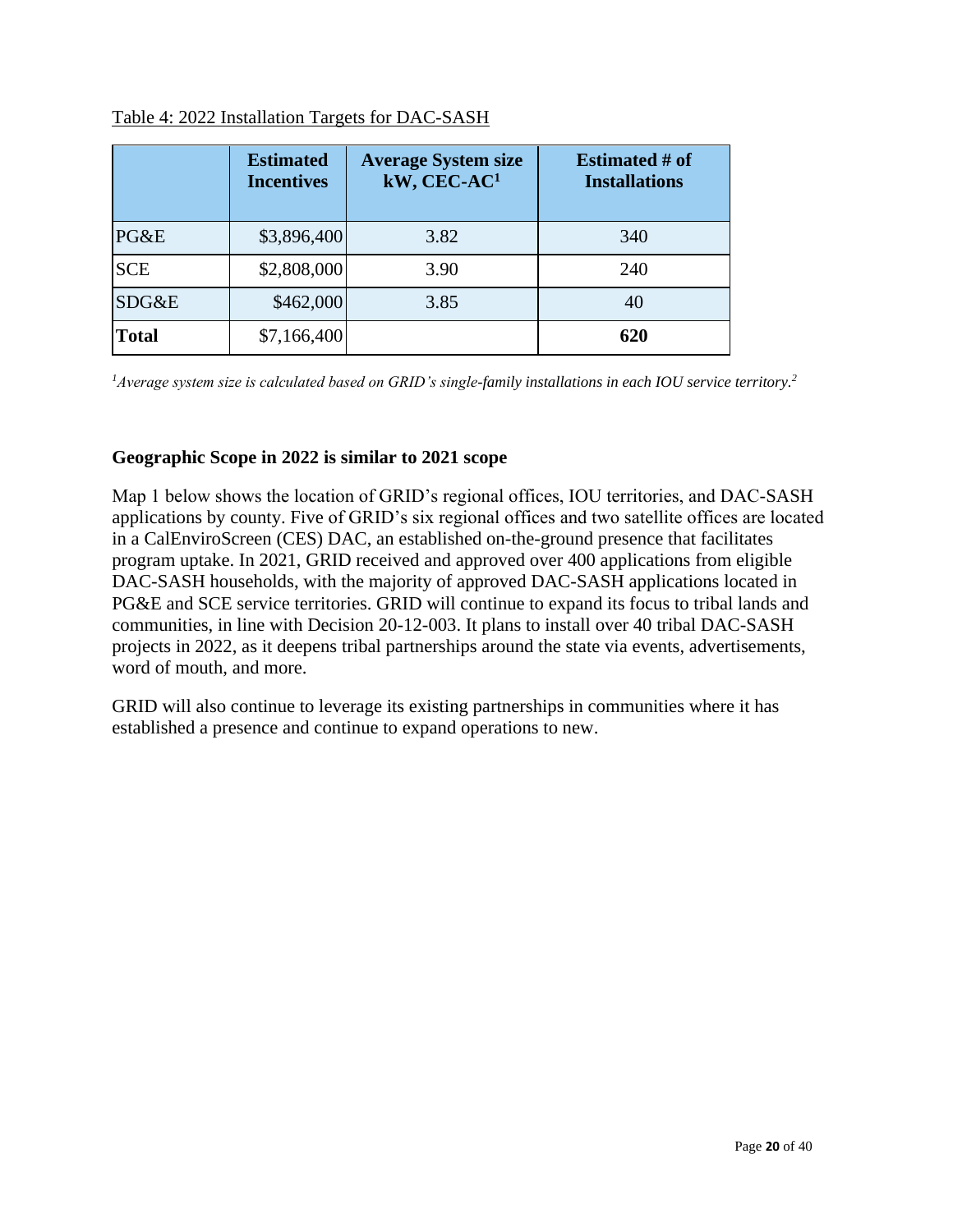Table 4: 2022 Installation Targets for DAC-SASH

| | Estimated Incentives | Average System size kW, CEC-AC[1] | Estimated # of Installations |
|---|---|---|---|
| PG&E | $3,896,400 | 3.82 | 340 |
| SCE | $2,808,000 | 3.90 | 240 |
| SDG&E | $462,000 | 3.85 | 40 |
| **Total** | $7,166,400 | | **620** |

*[1]Average system size is calculated based on GRID's single-family installations in each IOU service territory.[2]*

**Geographic Scope in 2022 is similar to 2021 scope**

Map 1 below shows the location of GRID's regional offices, IOU territories, and DAC-SASH applications by county. Five of GRID's six regional offices and two satellite offices are located in a CalEnviroScreen (CES) DAC, an established on-the-ground presence that facilitates program uptake. In 2021, GRID received and approved over 400 applications from eligible DAC-SASH households, with the majority of approved DAC-SASH applications located in PG&E and SCE service territories. GRID will continue to expand its focus to tribal lands and communities, in line with Decision 20-12-003. It plans to install over 40 tribal DAC-SASH projects in 2022, as it deepens tribal partnerships around the state via events, advertisements, word of mouth, and more.

GRID will also continue to leverage its existing partnerships in communities where it has established a presence and continue to expand operations to new.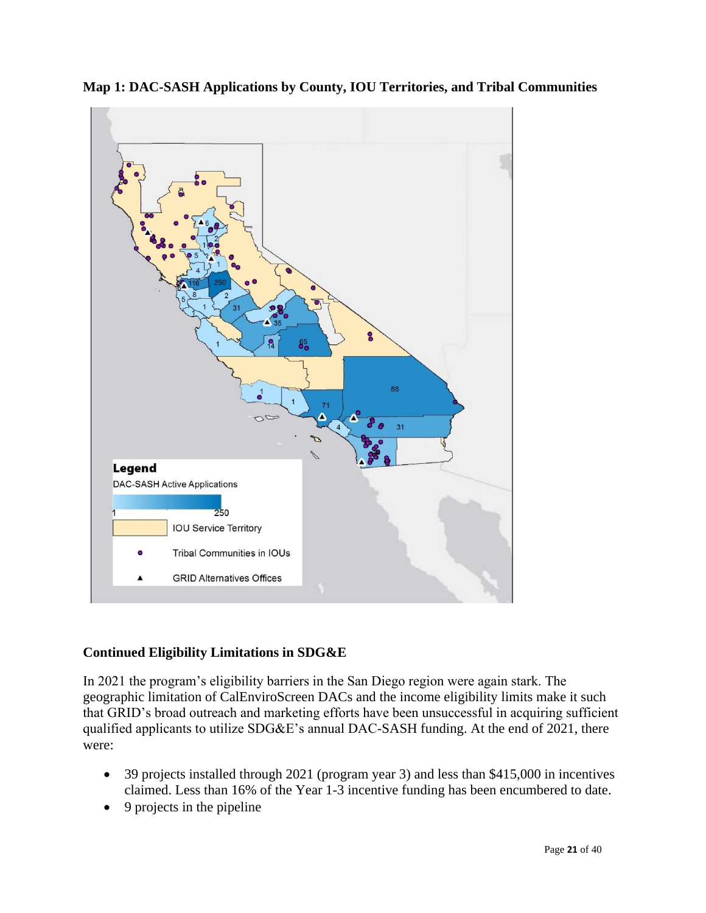**Map 1: DAC-SASH Applications by County, IOU Territories, and Tribal Communities**

### Continued Eligibility Limitations in SDG&E

In 2021 the program's eligibility barriers in the San Diego region were again stark. The geographic limitation of CalEnviroScreen DACs and the income eligibility limits make it such that GRID's broad outreach and marketing efforts have been unsuccessful in acquiring sufficient qualified applicants to utilize SDG&E's annual DAC-SASH funding. At the end of 2021, there were:

- 39 projects installed through 2021 (program year 3) and less than $415,000 in incentives claimed. Less than 16% of the Year 1-3 incentive funding has been encumbered to date.
- 9 projects in the pipeline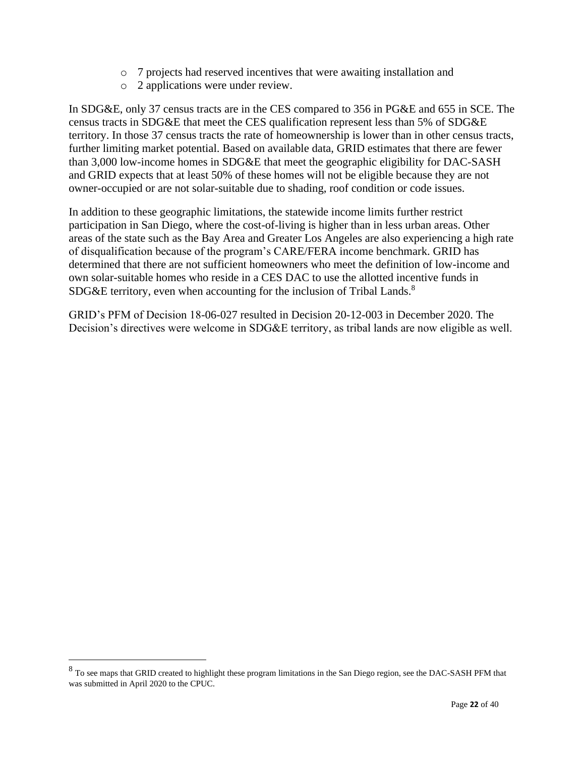- 7 projects had reserved incentives that were awaiting installation and
  - 2 applications were under review.

In SDG&E, only 37 census tracts are in the CES compared to 356 in PG&E and 655 in SCE. The census tracts in SDG&E that meet the CES qualification represent less than 5% of SDG&E territory. In those 37 census tracts the rate of homeownership is lower than in other census tracts, further limiting market potential. Based on available data, GRID estimates that there are fewer than 3,000 low-income homes in SDG&E that meet the geographic eligibility for DAC-SASH and GRID expects that at least 50% of these homes will not be eligible because they are not owner-occupied or are not solar-suitable due to shading, roof condition or code issues.

In addition to these geographic limitations, the statewide income limits further restrict participation in San Diego, where the cost-of-living is higher than in less urban areas. Other areas of the state such as the Bay Area and Greater Los Angeles are also experiencing a high rate of disqualification because of the program's CARE/FERA income benchmark. GRID has determined that there are not sufficient homeowners who meet the definition of low-income and own solar-suitable homes who reside in a CES DAC to use the allotted incentive funds in SDG&E territory, even when accounting for the inclusion of Tribal Lands.[8]

GRID's PFM of Decision 18-06-027 resulted in Decision 20-12-003 in December 2020. The Decision's directives were welcome in SDG&E territory, as tribal lands are now eligible as well.

---

[8] To see maps that GRID created to highlight these program limitations in the San Diego region, see the DAC-SASH PFM that was submitted in April 2020 to the CPUC.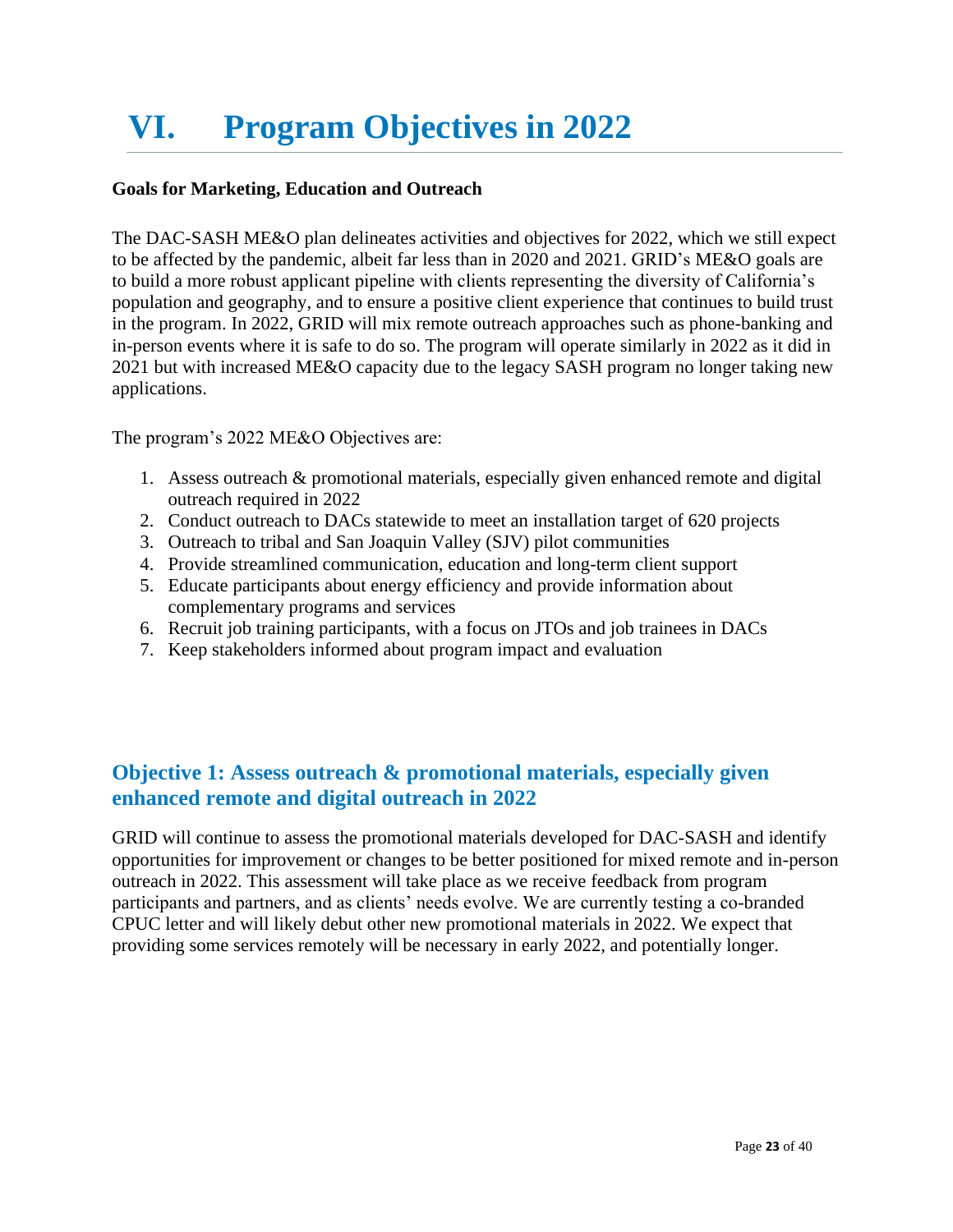# VI. Program Objectives in 2022

**Goals for Marketing, Education and Outreach**

The DAC-SASH ME&O plan delineates activities and objectives for 2022, which we still expect to be affected by the pandemic, albeit far less than in 2020 and 2021. GRID's ME&O goals are to build a more robust applicant pipeline with clients representing the diversity of California's population and geography, and to ensure a positive client experience that continues to build trust in the program. In 2022, GRID will mix remote outreach approaches such as phone-banking and in-person events where it is safe to do so. The program will operate similarly in 2022 as it did in 2021 but with increased ME&O capacity due to the legacy SASH program no longer taking new applications.

The program's 2022 ME&O Objectives are:

1. Assess outreach & promotional materials, especially given enhanced remote and digital outreach required in 2022
2. Conduct outreach to DACs statewide to meet an installation target of 620 projects
3. Outreach to tribal and San Joaquin Valley (SJV) pilot communities
4. Provide streamlined communication, education and long-term client support
5. Educate participants about energy efficiency and provide information about complementary programs and services
6. Recruit job training participants, with a focus on JTOs and job trainees in DACs
7. Keep stakeholders informed about program impact and evaluation

## Objective 1: Assess outreach & promotional materials, especially given enhanced remote and digital outreach in 2022

GRID will continue to assess the promotional materials developed for DAC-SASH and identify opportunities for improvement or changes to be better positioned for mixed remote and in-person outreach in 2022. This assessment will take place as we receive feedback from program participants and partners, and as clients' needs evolve. We are currently testing a co-branded CPUC letter and will likely debut other new promotional materials in 2022. We expect that providing some services remotely will be necessary in early 2022, and potentially longer.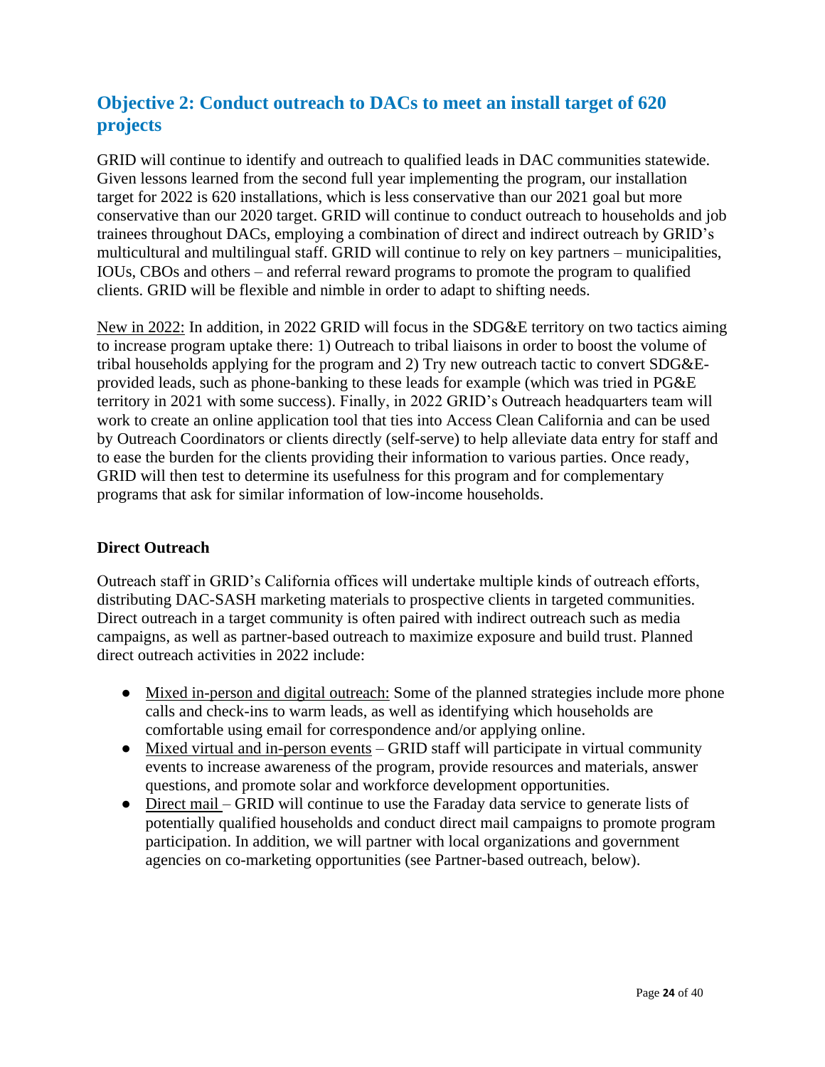## Objective 2: Conduct outreach to DACs to meet an install target of 620 projects

GRID will continue to identify and outreach to qualified leads in DAC communities statewide. Given lessons learned from the second full year implementing the program, our installation target for 2022 is 620 installations, which is less conservative than our 2021 goal but more conservative than our 2020 target. GRID will continue to conduct outreach to households and job trainees throughout DACs, employing a combination of direct and indirect outreach by GRID's multicultural and multilingual staff. GRID will continue to rely on key partners – municipalities, IOUs, CBOs and others – and referral reward programs to promote the program to qualified clients. GRID will be flexible and nimble in order to adapt to shifting needs.

New in 2022: In addition, in 2022 GRID will focus in the SDG&E territory on two tactics aiming to increase program uptake there: 1) Outreach to tribal liaisons in order to boost the volume of tribal households applying for the program and 2) Try new outreach tactic to convert SDG&E-provided leads, such as phone-banking to these leads for example (which was tried in PG&E territory in 2021 with some success). Finally, in 2022 GRID's Outreach headquarters team will work to create an online application tool that ties into Access Clean California and can be used by Outreach Coordinators or clients directly (self-serve) to help alleviate data entry for staff and to ease the burden for the clients providing their information to various parties. Once ready, GRID will then test to determine its usefulness for this program and for complementary programs that ask for similar information of low-income households.

### Direct Outreach

Outreach staff in GRID's California offices will undertake multiple kinds of outreach efforts, distributing DAC-SASH marketing materials to prospective clients in targeted communities. Direct outreach in a target community is often paired with indirect outreach such as media campaigns, as well as partner-based outreach to maximize exposure and build trust. Planned direct outreach activities in 2022 include:

- Mixed in-person and digital outreach: Some of the planned strategies include more phone calls and check-ins to warm leads, as well as identifying which households are comfortable using email for correspondence and/or applying online.
- Mixed virtual and in-person events – GRID staff will participate in virtual community events to increase awareness of the program, provide resources and materials, answer questions, and promote solar and workforce development opportunities.
- Direct mail – GRID will continue to use the Faraday data service to generate lists of potentially qualified households and conduct direct mail campaigns to promote program participation. In addition, we will partner with local organizations and government agencies on co-marketing opportunities (see Partner-based outreach, below).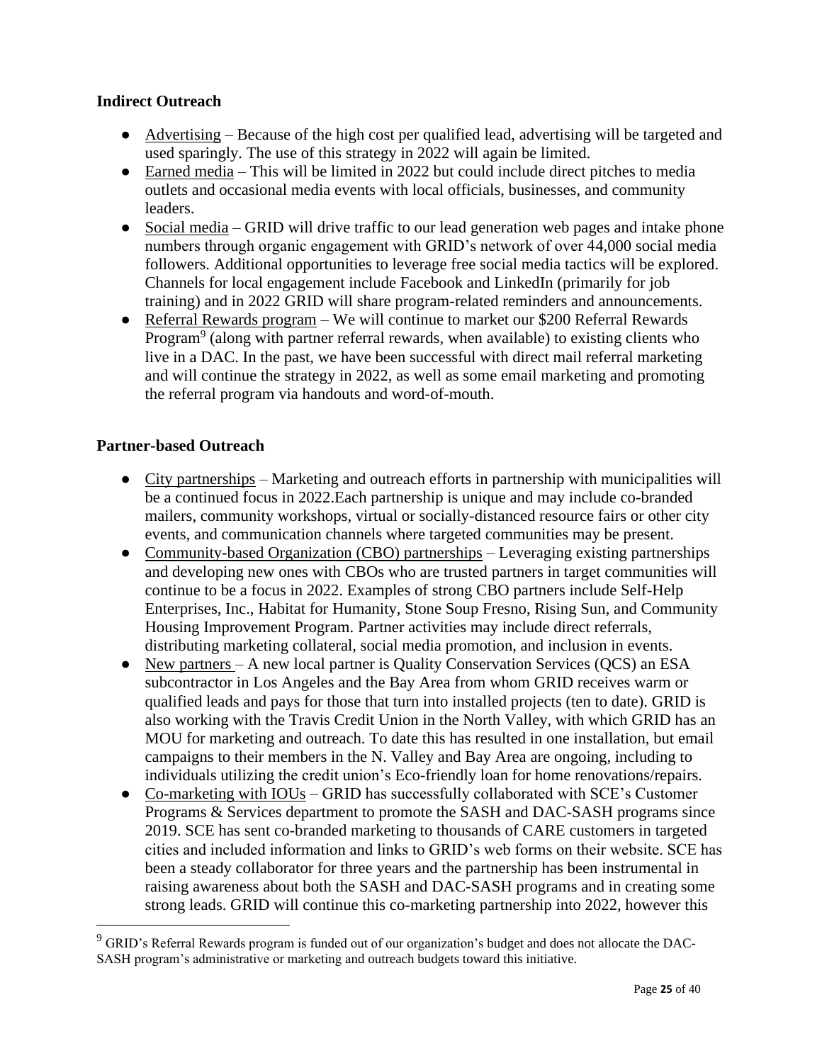**Indirect Outreach**

- Advertising – Because of the high cost per qualified lead, advertising will be targeted and used sparingly. The use of this strategy in 2022 will again be limited.
- Earned media – This will be limited in 2022 but could include direct pitches to media outlets and occasional media events with local officials, businesses, and community leaders.
- Social media – GRID will drive traffic to our lead generation web pages and intake phone numbers through organic engagement with GRID's network of over 44,000 social media followers. Additional opportunities to leverage free social media tactics will be explored. Channels for local engagement include Facebook and LinkedIn (primarily for job training) and in 2022 GRID will share program-related reminders and announcements.
- Referral Rewards program – We will continue to market our $200 Referral Rewards Program[9] (along with partner referral rewards, when available) to existing clients who live in a DAC. In the past, we have been successful with direct mail referral marketing and will continue the strategy in 2022, as well as some email marketing and promoting the referral program via handouts and word-of-mouth.

**Partner-based Outreach**

- City partnerships – Marketing and outreach efforts in partnership with municipalities will be a continued focus in 2022.Each partnership is unique and may include co-branded mailers, community workshops, virtual or socially-distanced resource fairs or other city events, and communication channels where targeted communities may be present.
- Community-based Organization (CBO) partnerships – Leveraging existing partnerships and developing new ones with CBOs who are trusted partners in target communities will continue to be a focus in 2022. Examples of strong CBO partners include Self-Help Enterprises, Inc., Habitat for Humanity, Stone Soup Fresno, Rising Sun, and Community Housing Improvement Program. Partner activities may include direct referrals, distributing marketing collateral, social media promotion, and inclusion in events.
- New partners – A new local partner is Quality Conservation Services (QCS) an ESA subcontractor in Los Angeles and the Bay Area from whom GRID receives warm or qualified leads and pays for those that turn into installed projects (ten to date). GRID is also working with the Travis Credit Union in the North Valley, with which GRID has an MOU for marketing and outreach. To date this has resulted in one installation, but email campaigns to their members in the N. Valley and Bay Area are ongoing, including to individuals utilizing the credit union's Eco-friendly loan for home renovations/repairs.
- Co-marketing with IOUs – GRID has successfully collaborated with SCE's Customer Programs & Services department to promote the SASH and DAC-SASH programs since 2019. SCE has sent co-branded marketing to thousands of CARE customers in targeted cities and included information and links to GRID's web forms on their website. SCE has been a steady collaborator for three years and the partnership has been instrumental in raising awareness about both the SASH and DAC-SASH programs and in creating some strong leads. GRID will continue this co-marketing partnership into 2022, however this

[9] GRID's Referral Rewards program is funded out of our organization's budget and does not allocate the DAC-SASH program's administrative or marketing and outreach budgets toward this initiative.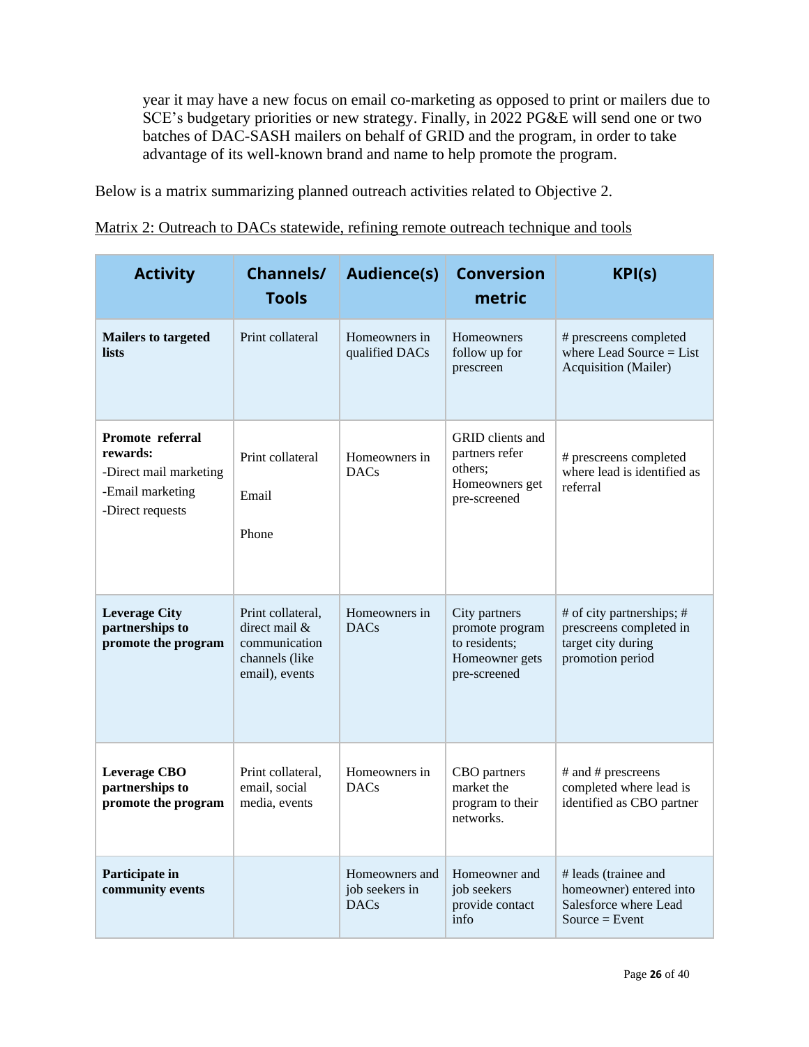year it may have a new focus on email co-marketing as opposed to print or mailers due to SCE's budgetary priorities or new strategy. Finally, in 2022 PG&E will send one or two batches of DAC-SASH mailers on behalf of GRID and the program, in order to take advantage of its well-known brand and name to help promote the program.

Below is a matrix summarizing planned outreach activities related to Objective 2.

<u>Matrix 2: Outreach to DACs statewide, refining remote outreach technique and tools</u>

| Activity | Channels/ Tools | Audience(s) | Conversion metric | KPI(s) |
|---|---|---|---|---|
| **Mailers to targeted lists** | Print collateral | Homeowners in qualified DACs | Homeowners follow up for prescreen | # prescreens completed where Lead Source = List Acquisition (Mailer) |
| **Promote referral rewards:**<br>-Direct mail marketing<br>-Email marketing<br>-Direct requests | Print collateral<br><br>Email<br><br>Phone | Homeowners in DACs | GRID clients and partners refer others; Homeowners get pre-screened | # prescreens completed where lead is identified as referral |
| **Leverage City partnerships to promote the program** | Print collateral, direct mail & communication channels (like email), events | Homeowners in DACs | City partners promote program to residents; Homeowner gets pre-screened | # of city partnerships; # prescreens completed in target city during promotion period |
| **Leverage CBO partnerships to promote the program** | Print collateral, email, social media, events | Homeowners in DACs | CBO partners market the program to their networks. | # and # prescreens completed where lead is identified as CBO partner |
| **Participate in community events** | | Homeowners and job seekers in DACs | Homeowner and job seekers provide contact info | # leads (trainee and homeowner) entered into Salesforce where Lead Source = Event |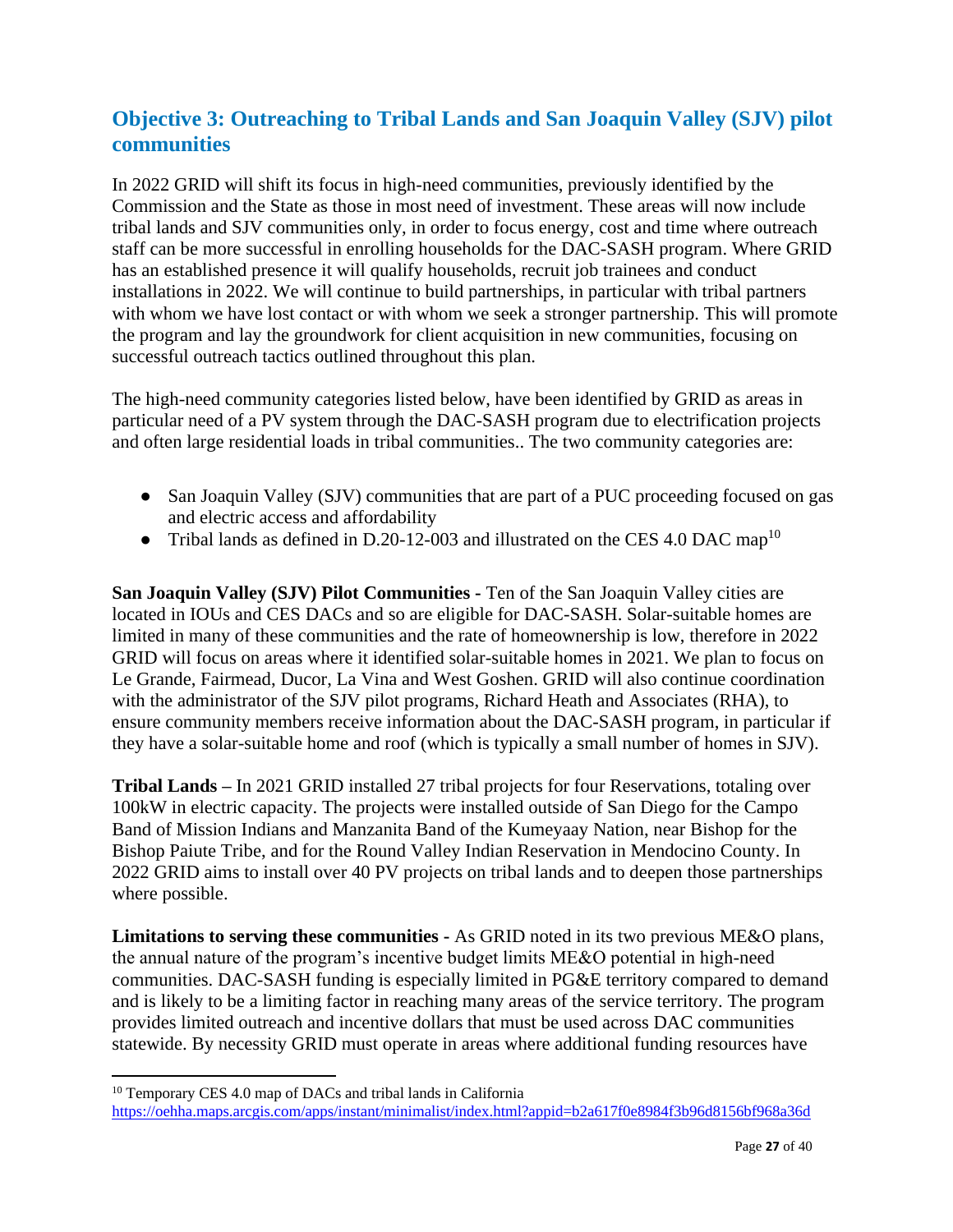## Objective 3: Outreaching to Tribal Lands and San Joaquin Valley (SJV) pilot communities

In 2022 GRID will shift its focus in high-need communities, previously identified by the Commission and the State as those in most need of investment. These areas will now include tribal lands and SJV communities only, in order to focus energy, cost and time where outreach staff can be more successful in enrolling households for the DAC-SASH program. Where GRID has an established presence it will qualify households, recruit job trainees and conduct installations in 2022. We will continue to build partnerships, in particular with tribal partners with whom we have lost contact or with whom we seek a stronger partnership. This will promote the program and lay the groundwork for client acquisition in new communities, focusing on successful outreach tactics outlined throughout this plan.

The high-need community categories listed below, have been identified by GRID as areas in particular need of a PV system through the DAC-SASH program due to electrification projects and often large residential loads in tribal communities.. The two community categories are:

- San Joaquin Valley (SJV) communities that are part of a PUC proceeding focused on gas and electric access and affordability
- Tribal lands as defined in D.20-12-003 and illustrated on the CES 4.0 DAC map[10]

**San Joaquin Valley (SJV) Pilot Communities -** Ten of the San Joaquin Valley cities are located in IOUs and CES DACs and so are eligible for DAC-SASH. Solar-suitable homes are limited in many of these communities and the rate of homeownership is low, therefore in 2022 GRID will focus on areas where it identified solar-suitable homes in 2021. We plan to focus on Le Grande, Fairmead, Ducor, La Vina and West Goshen. GRID will also continue coordination with the administrator of the SJV pilot programs, Richard Heath and Associates (RHA), to ensure community members receive information about the DAC-SASH program, in particular if they have a solar-suitable home and roof (which is typically a small number of homes in SJV).

**Tribal Lands –** In 2021 GRID installed 27 tribal projects for four Reservations, totaling over 100kW in electric capacity. The projects were installed outside of San Diego for the Campo Band of Mission Indians and Manzanita Band of the Kumeyaay Nation, near Bishop for the Bishop Paiute Tribe, and for the Round Valley Indian Reservation in Mendocino County. In 2022 GRID aims to install over 40 PV projects on tribal lands and to deepen those partnerships where possible.

**Limitations to serving these communities -** As GRID noted in its two previous ME&O plans, the annual nature of the program's incentive budget limits ME&O potential in high-need communities. DAC-SASH funding is especially limited in PG&E territory compared to demand and is likely to be a limiting factor in reaching many areas of the service territory. The program provides limited outreach and incentive dollars that must be used across DAC communities statewide. By necessity GRID must operate in areas where additional funding resources have

---

[10] Temporary CES 4.0 map of DACs and tribal lands in California https://oehha.maps.arcgis.com/apps/instant/minimalist/index.html?appid=b2a617f0e8984f3b96d8156bf968a36d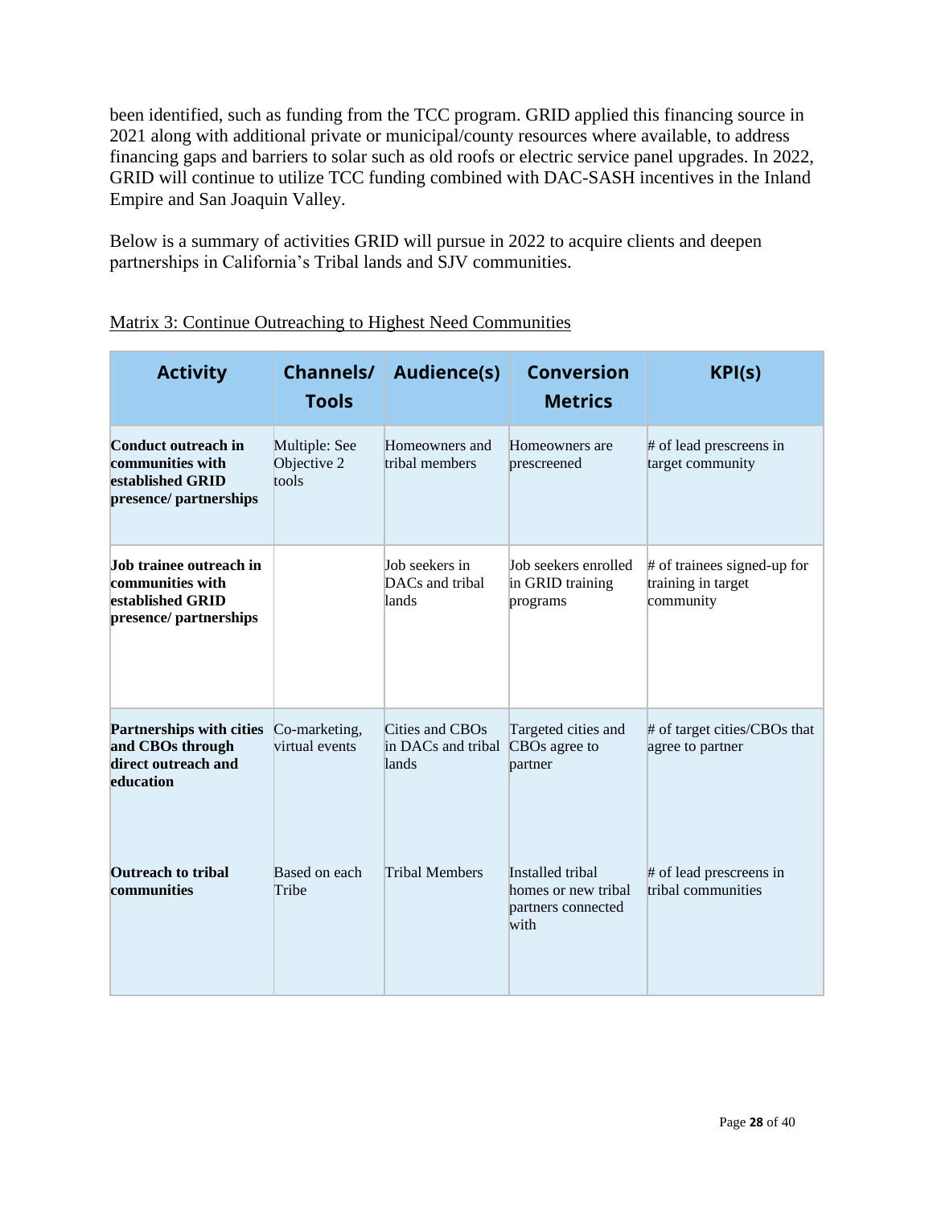been identified, such as funding from the TCC program. GRID applied this financing source in 2021 along with additional private or municipal/county resources where available, to address financing gaps and barriers to solar such as old roofs or electric service panel upgrades. In 2022, GRID will continue to utilize TCC funding combined with DAC-SASH incentives in the Inland Empire and San Joaquin Valley.

Below is a summary of activities GRID will pursue in 2022 to acquire clients and deepen partnerships in California's Tribal lands and SJV communities.

Matrix 3: Continue Outreaching to Highest Need Communities

| Activity | Channels/ Tools | Audience(s) | Conversion Metrics | KPI(s) |
|---|---|---|---|---|
| **Conduct outreach in communities with established GRID presence/ partnerships** | Multiple: See Objective 2 tools | Homeowners and tribal members | Homeowners are prescreened | # of lead prescreens in target community |
| **Job trainee outreach in communities with established GRID presence/ partnerships** | | Job seekers in DACs and tribal lands | Job seekers enrolled in GRID training programs | # of trainees signed-up for training in target community |
| **Partnerships with cities and CBOs through direct outreach and education** | Co-marketing, virtual events | Cities and CBOs in DACs and tribal lands | Targeted cities and CBOs agree to partner | # of target cities/CBOs that agree to partner |
| **Outreach to tribal communities** | Based on each Tribe | Tribal Members | Installed tribal homes or new tribal partners connected with | # of lead prescreens in tribal communities |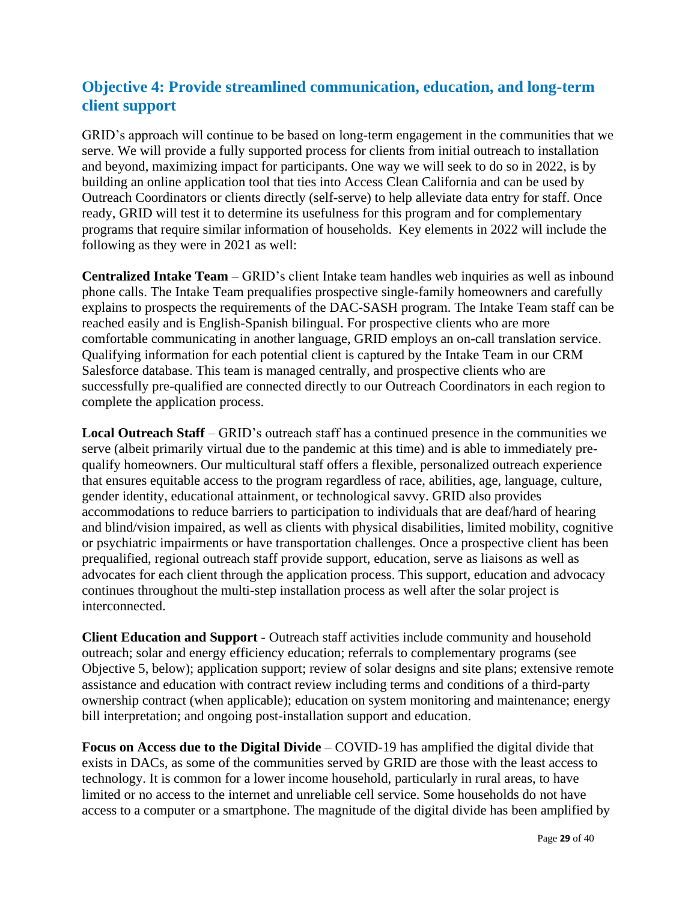## Objective 4: Provide streamlined communication, education, and long-term client support

GRID's approach will continue to be based on long-term engagement in the communities that we serve. We will provide a fully supported process for clients from initial outreach to installation and beyond, maximizing impact for participants. One way we will seek to do so in 2022, is by building an online application tool that ties into Access Clean California and can be used by Outreach Coordinators or clients directly (self-serve) to help alleviate data entry for staff. Once ready, GRID will test it to determine its usefulness for this program and for complementary programs that require similar information of households. Key elements in 2022 will include the following as they were in 2021 as well:

**Centralized Intake Team** – GRID's client Intake team handles web inquiries as well as inbound phone calls. The Intake Team prequalifies prospective single-family homeowners and carefully explains to prospects the requirements of the DAC-SASH program. The Intake Team staff can be reached easily and is English-Spanish bilingual. For prospective clients who are more comfortable communicating in another language, GRID employs an on-call translation service. Qualifying information for each potential client is captured by the Intake Team in our CRM Salesforce database. This team is managed centrally, and prospective clients who are successfully pre-qualified are connected directly to our Outreach Coordinators in each region to complete the application process.

**Local Outreach Staff** – GRID's outreach staff has a continued presence in the communities we serve (albeit primarily virtual due to the pandemic at this time) and is able to immediately pre-qualify homeowners. Our multicultural staff offers a flexible, personalized outreach experience that ensures equitable access to the program regardless of race, abilities, age, language, culture, gender identity, educational attainment, or technological savvy. GRID also provides accommodations to reduce barriers to participation to individuals that are deaf/hard of hearing and blind/vision impaired, as well as clients with physical disabilities, limited mobility, cognitive or psychiatric impairments or have transportation challenges. Once a prospective client has been prequalified, regional outreach staff provide support, education, serve as liaisons as well as advocates for each client through the application process. This support, education and advocacy continues throughout the multi-step installation process as well after the solar project is interconnected.

**Client Education and Support** - Outreach staff activities include community and household outreach; solar and energy efficiency education; referrals to complementary programs (see Objective 5, below); application support; review of solar designs and site plans; extensive remote assistance and education with contract review including terms and conditions of a third-party ownership contract (when applicable); education on system monitoring and maintenance; energy bill interpretation; and ongoing post-installation support and education.

**Focus on Access due to the Digital Divide** – COVID-19 has amplified the digital divide that exists in DACs, as some of the communities served by GRID are those with the least access to technology. It is common for a lower income household, particularly in rural areas, to have limited or no access to the internet and unreliable cell service. Some households do not have access to a computer or a smartphone. The magnitude of the digital divide has been amplified by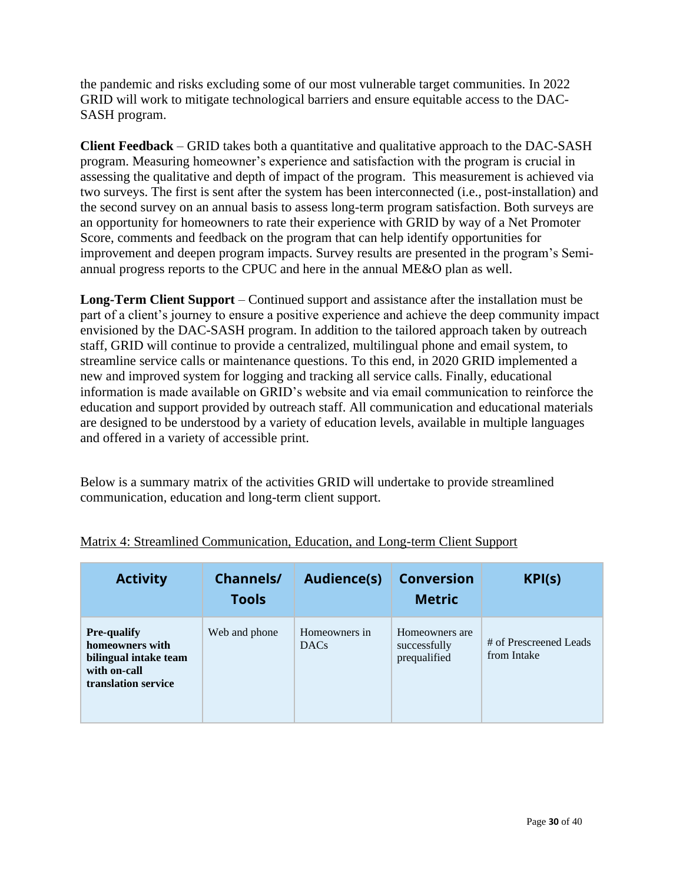the pandemic and risks excluding some of our most vulnerable target communities. In 2022 GRID will work to mitigate technological barriers and ensure equitable access to the DAC-SASH program.

**Client Feedback** – GRID takes both a quantitative and qualitative approach to the DAC-SASH program. Measuring homeowner's experience and satisfaction with the program is crucial in assessing the qualitative and depth of impact of the program. This measurement is achieved via two surveys. The first is sent after the system has been interconnected (i.e., post-installation) and the second survey on an annual basis to assess long-term program satisfaction. Both surveys are an opportunity for homeowners to rate their experience with GRID by way of a Net Promoter Score, comments and feedback on the program that can help identify opportunities for improvement and deepen program impacts. Survey results are presented in the program's Semi-annual progress reports to the CPUC and here in the annual ME&O plan as well.

**Long-Term Client Support** – Continued support and assistance after the installation must be part of a client's journey to ensure a positive experience and achieve the deep community impact envisioned by the DAC-SASH program. In addition to the tailored approach taken by outreach staff, GRID will continue to provide a centralized, multilingual phone and email system, to streamline service calls or maintenance questions. To this end, in 2020 GRID implemented a new and improved system for logging and tracking all service calls. Finally, educational information is made available on GRID's website and via email communication to reinforce the education and support provided by outreach staff. All communication and educational materials are designed to be understood by a variety of education levels, available in multiple languages and offered in a variety of accessible print.

Below is a summary matrix of the activities GRID will undertake to provide streamlined communication, education and long-term client support.

Matrix 4: Streamlined Communication, Education, and Long-term Client Support

| Activity | Channels/ Tools | Audience(s) | Conversion Metric | KPI(s) |
|---|---|---|---|---|
| **Pre-qualify homeowners with bilingual intake team with on-call translation service** | Web and phone | Homeowners in DACs | Homeowners are successfully prequalified | # of Prescreened Leads from Intake |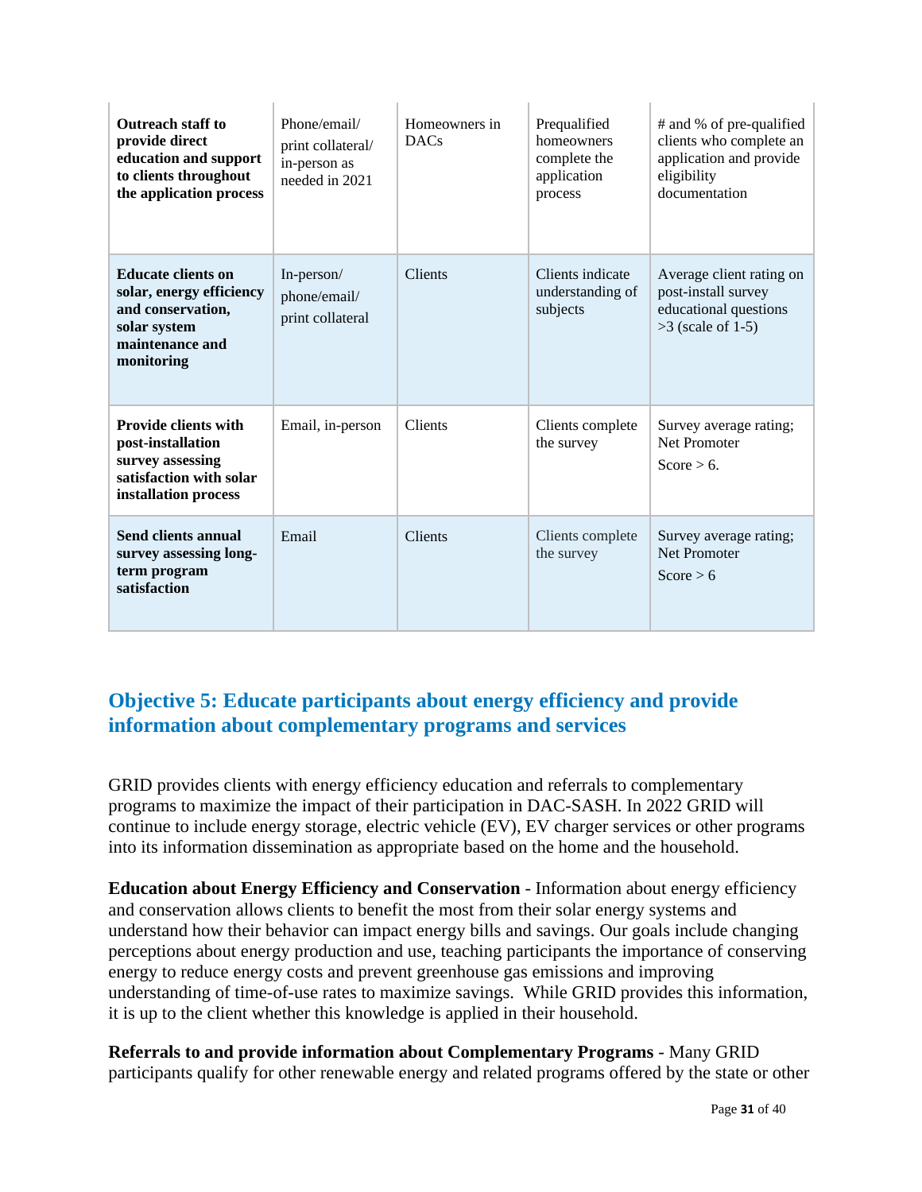| **Outreach staff to provide direct education and support to clients throughout the application process** | Phone/email/ print collateral/ in-person as needed in 2021 | Homeowners in DACs | Prequalified homeowners complete the application process | # and % of pre-qualified clients who complete an application and provide eligibility documentation |
|---|---|---|---|---|
| **Educate clients on solar, energy efficiency and conservation, solar system maintenance and monitoring** | In-person/ phone/email/ print collateral | Clients | Clients indicate understanding of subjects | Average client rating on post-install survey educational questions >3 (scale of 1-5) |
| **Provide clients with post-installation survey assessing satisfaction with solar installation process** | Email, in-person | Clients | Clients complete the survey | Survey average rating; Net Promoter Score > 6. |
| **Send clients annual survey assessing long-term program satisfaction** | Email | Clients | Clients complete the survey | Survey average rating; Net Promoter Score > 6 |

## Objective 5: Educate participants about energy efficiency and provide information about complementary programs and services

GRID provides clients with energy efficiency education and referrals to complementary programs to maximize the impact of their participation in DAC-SASH. In 2022 GRID will continue to include energy storage, electric vehicle (EV), EV charger services or other programs into its information dissemination as appropriate based on the home and the household.

**Education about Energy Efficiency and Conservation** - Information about energy efficiency and conservation allows clients to benefit the most from their solar energy systems and understand how their behavior can impact energy bills and savings. Our goals include changing perceptions about energy production and use, teaching participants the importance of conserving energy to reduce energy costs and prevent greenhouse gas emissions and improving understanding of time-of-use rates to maximize savings. While GRID provides this information, it is up to the client whether this knowledge is applied in their household.

**Referrals to and provide information about Complementary Programs** - Many GRID participants qualify for other renewable energy and related programs offered by the state or other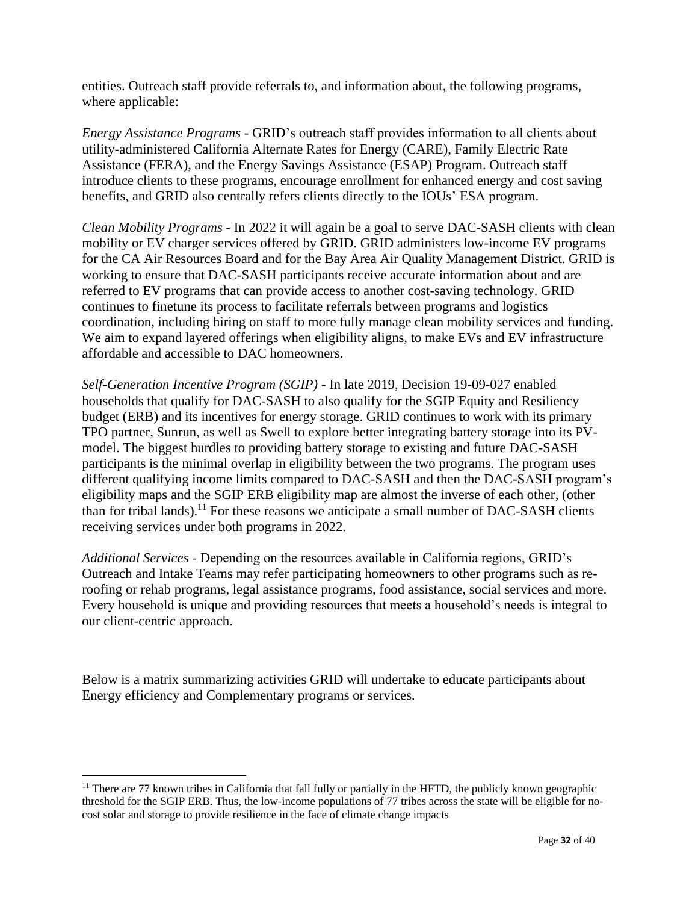entities. Outreach staff provide referrals to, and information about, the following programs, where applicable:

*Energy Assistance Programs* - GRID's outreach staff provides information to all clients about utility-administered California Alternate Rates for Energy (CARE), Family Electric Rate Assistance (FERA), and the Energy Savings Assistance (ESAP) Program. Outreach staff introduce clients to these programs, encourage enrollment for enhanced energy and cost saving benefits, and GRID also centrally refers clients directly to the IOUs' ESA program.

*Clean Mobility Programs* - In 2022 it will again be a goal to serve DAC-SASH clients with clean mobility or EV charger services offered by GRID. GRID administers low-income EV programs for the CA Air Resources Board and for the Bay Area Air Quality Management District. GRID is working to ensure that DAC-SASH participants receive accurate information about and are referred to EV programs that can provide access to another cost-saving technology. GRID continues to finetune its process to facilitate referrals between programs and logistics coordination, including hiring on staff to more fully manage clean mobility services and funding. We aim to expand layered offerings when eligibility aligns, to make EVs and EV infrastructure affordable and accessible to DAC homeowners.

*Self-Generation Incentive Program (SGIP)* - In late 2019, Decision 19-09-027 enabled households that qualify for DAC-SASH to also qualify for the SGIP Equity and Resiliency budget (ERB) and its incentives for energy storage. GRID continues to work with its primary TPO partner, Sunrun, as well as Swell to explore better integrating battery storage into its PV-model. The biggest hurdles to providing battery storage to existing and future DAC-SASH participants is the minimal overlap in eligibility between the two programs. The program uses different qualifying income limits compared to DAC-SASH and then the DAC-SASH program's eligibility maps and the SGIP ERB eligibility map are almost the inverse of each other, (other than for tribal lands).[11] For these reasons we anticipate a small number of DAC-SASH clients receiving services under both programs in 2022.

*Additional Services* - Depending on the resources available in California regions, GRID's Outreach and Intake Teams may refer participating homeowners to other programs such as re-roofing or rehab programs, legal assistance programs, food assistance, social services and more. Every household is unique and providing resources that meets a household's needs is integral to our client-centric approach.

Below is a matrix summarizing activities GRID will undertake to educate participants about Energy efficiency and Complementary programs or services.

[11] There are 77 known tribes in California that fall fully or partially in the HFTD, the publicly known geographic threshold for the SGIP ERB. Thus, the low-income populations of 77 tribes across the state will be eligible for no-cost solar and storage to provide resilience in the face of climate change impacts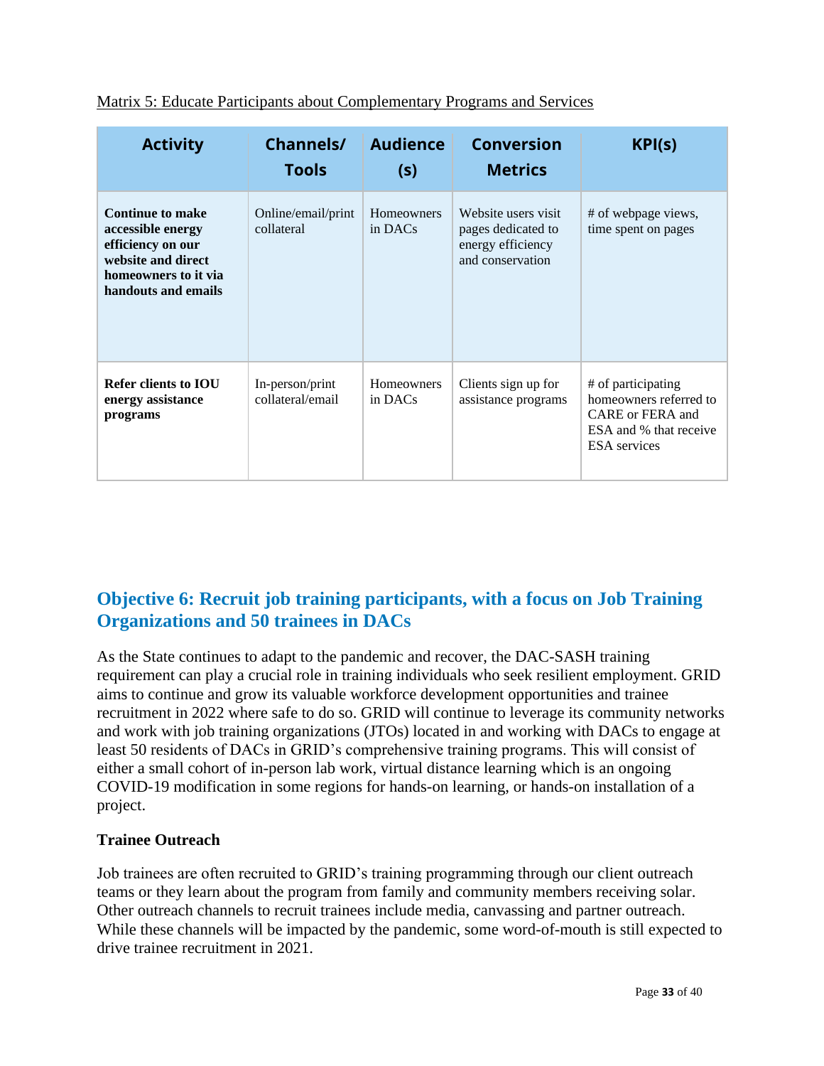Matrix 5: Educate Participants about Complementary Programs and Services

| Activity | Channels/ Tools | Audience (s) | Conversion Metrics | KPI(s) |
|---|---|---|---|---|
| **Continue to make accessible energy efficiency on our website and direct homeowners to it via handouts and emails** | Online/email/print collateral | Homeowners in DACs | Website users visit pages dedicated to energy efficiency and conservation | # of webpage views, time spent on pages |
| **Refer clients to IOU energy assistance programs** | In-person/print collateral/email | Homeowners in DACs | Clients sign up for assistance programs | # of participating homeowners referred to CARE or FERA and ESA and % that receive ESA services |

## Objective 6: Recruit job training participants, with a focus on Job Training Organizations and 50 trainees in DACs

As the State continues to adapt to the pandemic and recover, the DAC-SASH training requirement can play a crucial role in training individuals who seek resilient employment. GRID aims to continue and grow its valuable workforce development opportunities and trainee recruitment in 2022 where safe to do so. GRID will continue to leverage its community networks and work with job training organizations (JTOs) located in and working with DACs to engage at least 50 residents of DACs in GRID's comprehensive training programs. This will consist of either a small cohort of in-person lab work, virtual distance learning which is an ongoing COVID-19 modification in some regions for hands-on learning, or hands-on installation of a project.

### Trainee Outreach

Job trainees are often recruited to GRID's training programming through our client outreach teams or they learn about the program from family and community members receiving solar. Other outreach channels to recruit trainees include media, canvassing and partner outreach. While these channels will be impacted by the pandemic, some word-of-mouth is still expected to drive trainee recruitment in 2021.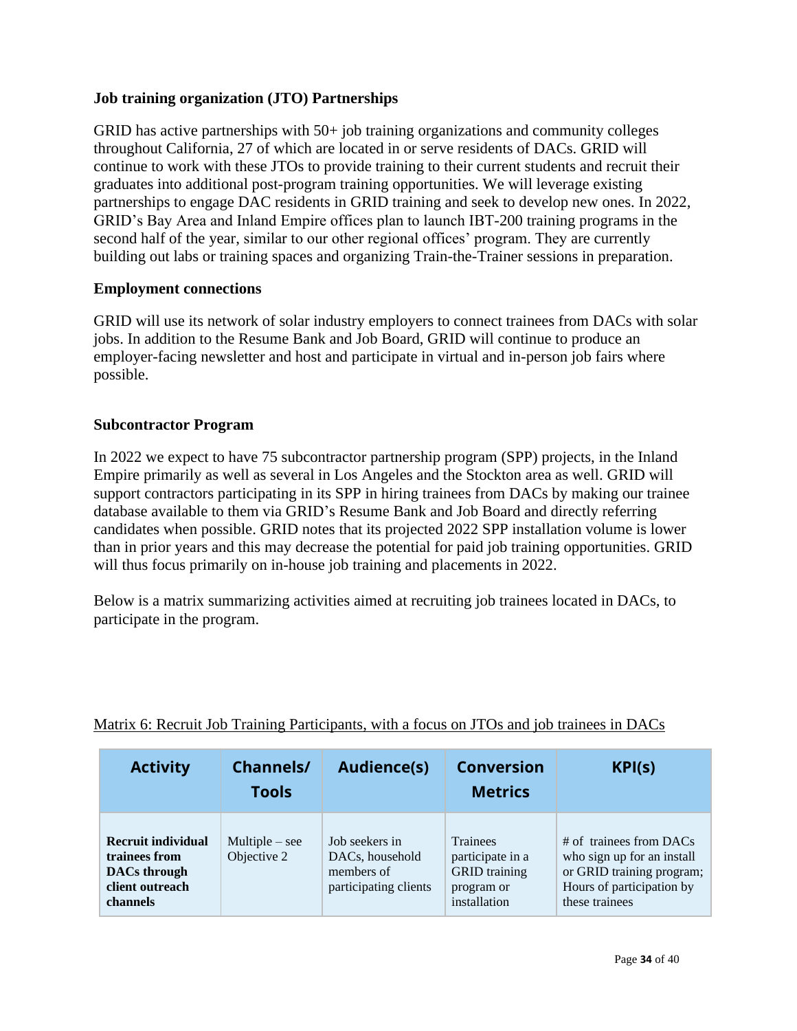### Job training organization (JTO) Partnerships

GRID has active partnerships with 50+ job training organizations and community colleges throughout California, 27 of which are located in or serve residents of DACs. GRID will continue to work with these JTOs to provide training to their current students and recruit their graduates into additional post-program training opportunities. We will leverage existing partnerships to engage DAC residents in GRID training and seek to develop new ones. In 2022, GRID's Bay Area and Inland Empire offices plan to launch IBT-200 training programs in the second half of the year, similar to our other regional offices' program. They are currently building out labs or training spaces and organizing Train-the-Trainer sessions in preparation.

### Employment connections

GRID will use its network of solar industry employers to connect trainees from DACs with solar jobs. In addition to the Resume Bank and Job Board, GRID will continue to produce an employer-facing newsletter and host and participate in virtual and in-person job fairs where possible.

### Subcontractor Program

In 2022 we expect to have 75 subcontractor partnership program (SPP) projects, in the Inland Empire primarily as well as several in Los Angeles and the Stockton area as well. GRID will support contractors participating in its SPP in hiring trainees from DACs by making our trainee database available to them via GRID's Resume Bank and Job Board and directly referring candidates when possible. GRID notes that its projected 2022 SPP installation volume is lower than in prior years and this may decrease the potential for paid job training opportunities. GRID will thus focus primarily on in-house job training and placements in 2022.

Below is a matrix summarizing activities aimed at recruiting job trainees located in DACs, to participate in the program.

Matrix 6: Recruit Job Training Participants, with a focus on JTOs and job trainees in DACs

| Activity | Channels/ Tools | Audience(s) | Conversion Metrics | KPI(s) |
|---|---|---|---|---|
| **Recruit individual trainees from DACs through client outreach channels** | Multiple – see Objective 2 | Job seekers in DACs, household members of participating clients | Trainees participate in a GRID training program or installation | # of trainees from DACs who sign up for an install or GRID training program; Hours of participation by these trainees |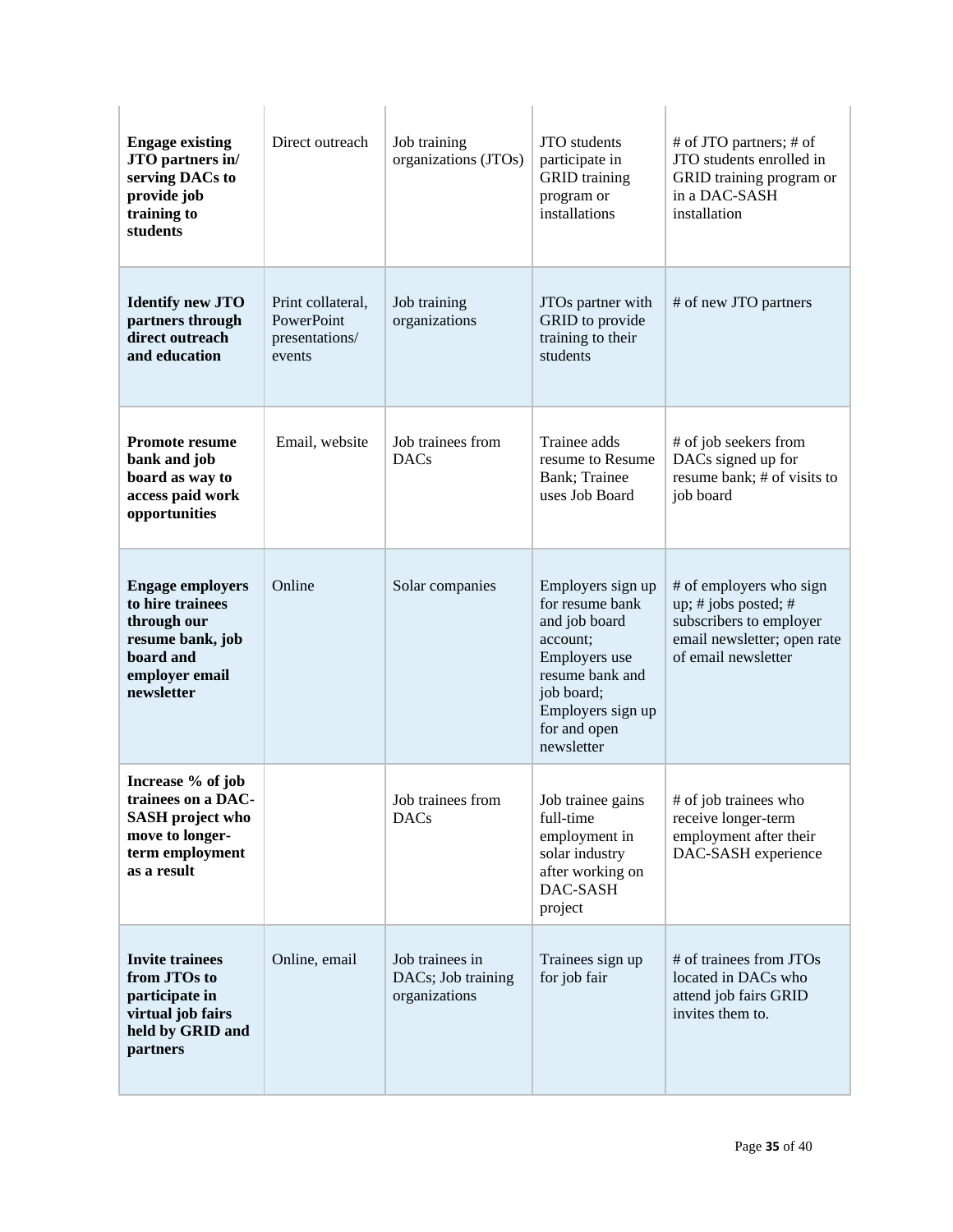| | | | | |
|---|---|---|---|---|
| **Engage existing JTO partners in/ serving DACs to provide job training to students** | Direct outreach | Job training organizations (JTOs) | JTO students participate in GRID training program or installations | # of JTO partners; # of JTO students enrolled in GRID training program or in a DAC-SASH installation |
| **Identify new JTO partners through direct outreach and education** | Print collateral, PowerPoint presentations/ events | Job training organizations | JTOs partner with GRID to provide training to their students | # of new JTO partners |
| **Promote resume bank and job board as way to access paid work opportunities** | Email, website | Job trainees from DACs | Trainee adds resume to Resume Bank; Trainee uses Job Board | # of job seekers from DACs signed up for resume bank; # of visits to job board |
| **Engage employers to hire trainees through our resume bank, job board and employer email newsletter** | Online | Solar companies | Employers sign up for resume bank and job board account; Employers use resume bank and job board; Employers sign up for and open newsletter | # of employers who sign up; # jobs posted; # subscribers to employer email newsletter; open rate of email newsletter |
| **Increase % of job trainees on a DAC-SASH project who move to longer-term employment as a result** | | Job trainees from DACs | Job trainee gains full-time employment in solar industry after working on DAC-SASH project | # of job trainees who receive longer-term employment after their DAC-SASH experience |
| **Invite trainees from JTOs to participate in virtual job fairs held by GRID and partners** | Online, email | Job trainees in DACs; Job training organizations | Trainees sign up for job fair | # of trainees from JTOs located in DACs who attend job fairs GRID invites them to. |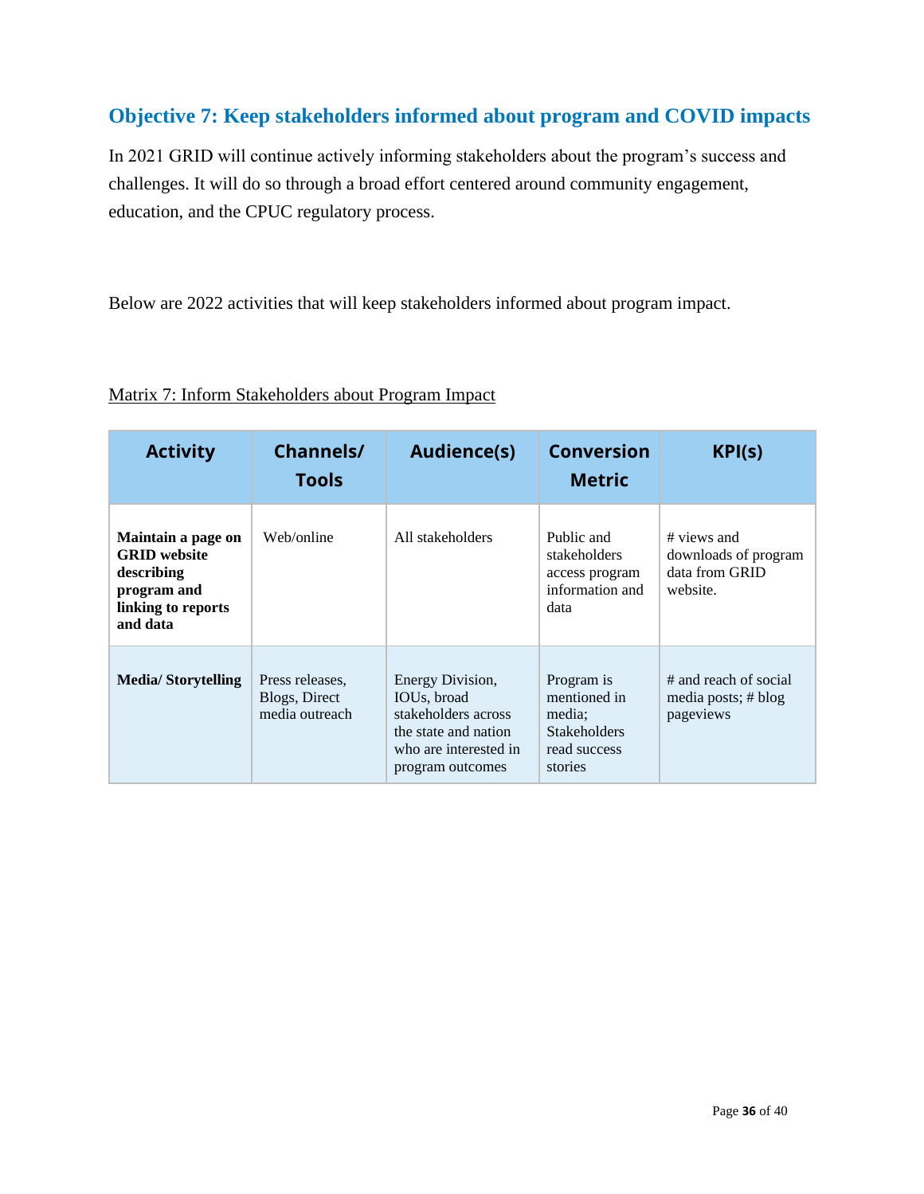## Objective 7: Keep stakeholders informed about program and COVID impacts

In 2021 GRID will continue actively informing stakeholders about the program's success and challenges. It will do so through a broad effort centered around community engagement, education, and the CPUC regulatory process.

Below are 2022 activities that will keep stakeholders informed about program impact.

Matrix 7: Inform Stakeholders about Program Impact

| Activity | Channels/ Tools | Audience(s) | Conversion Metric | KPI(s) |
| --- | --- | --- | --- | --- |
| **Maintain a page on GRID website describing program and linking to reports and data** | Web/online | All stakeholders | Public and stakeholders access program information and data | # views and downloads of program data from GRID website. |
| **Media/ Storytelling** | Press releases, Blogs, Direct media outreach | Energy Division, IOUs, broad stakeholders across the state and nation who are interested in program outcomes | Program is mentioned in media; Stakeholders read success stories | # and reach of social media posts; # blog pageviews |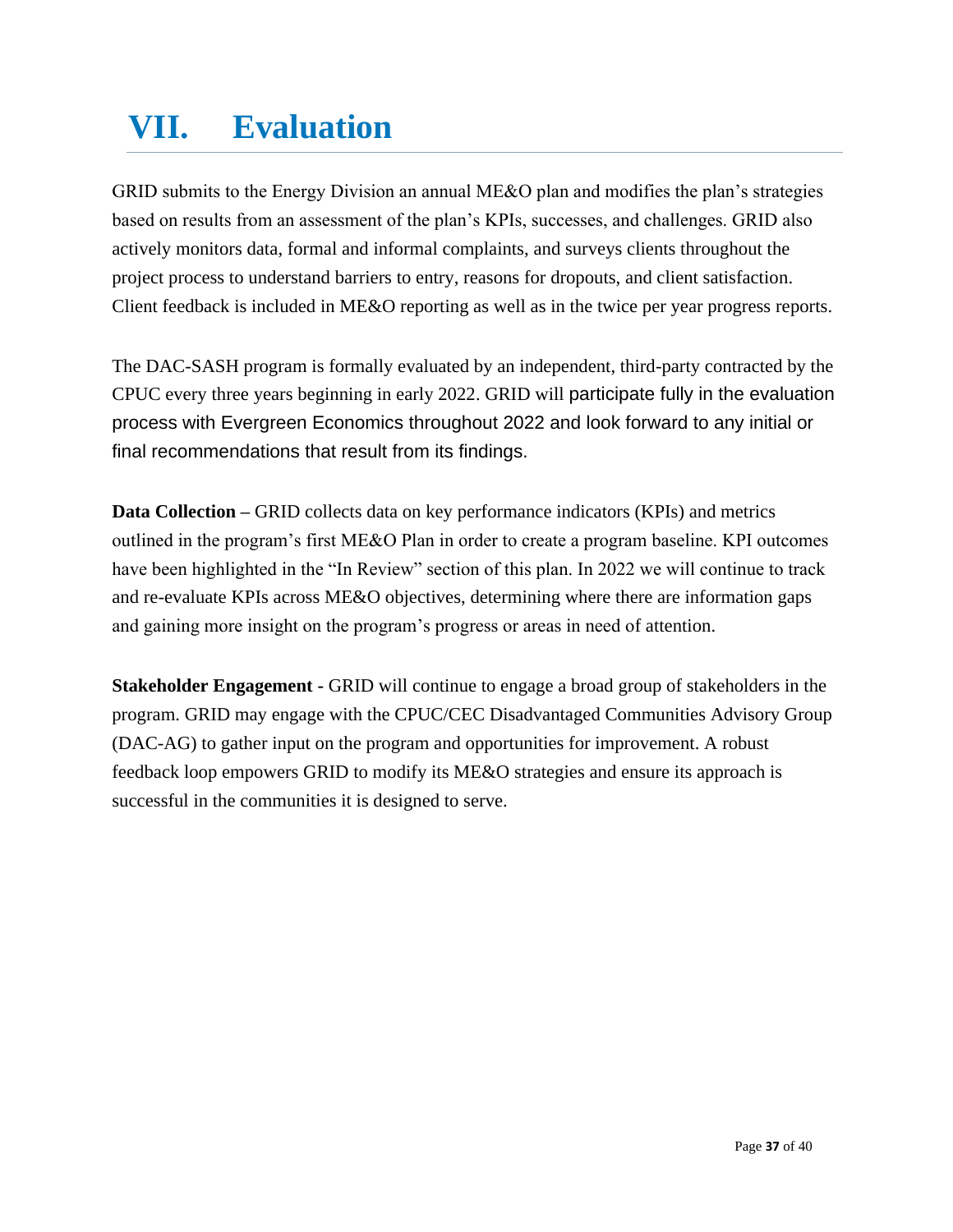# VII. Evaluation

GRID submits to the Energy Division an annual ME&O plan and modifies the plan's strategies based on results from an assessment of the plan's KPIs, successes, and challenges. GRID also actively monitors data, formal and informal complaints, and surveys clients throughout the project process to understand barriers to entry, reasons for dropouts, and client satisfaction. Client feedback is included in ME&O reporting as well as in the twice per year progress reports.

The DAC-SASH program is formally evaluated by an independent, third-party contracted by the CPUC every three years beginning in early 2022. GRID will participate fully in the evaluation process with Evergreen Economics throughout 2022 and look forward to any initial or final recommendations that result from its findings.

**Data Collection –** GRID collects data on key performance indicators (KPIs) and metrics outlined in the program's first ME&O Plan in order to create a program baseline. KPI outcomes have been highlighted in the "In Review" section of this plan. In 2022 we will continue to track and re-evaluate KPIs across ME&O objectives, determining where there are information gaps and gaining more insight on the program's progress or areas in need of attention.

**Stakeholder Engagement -** GRID will continue to engage a broad group of stakeholders in the program. GRID may engage with the CPUC/CEC Disadvantaged Communities Advisory Group (DAC-AG) to gather input on the program and opportunities for improvement. A robust feedback loop empowers GRID to modify its ME&O strategies and ensure its approach is successful in the communities it is designed to serve.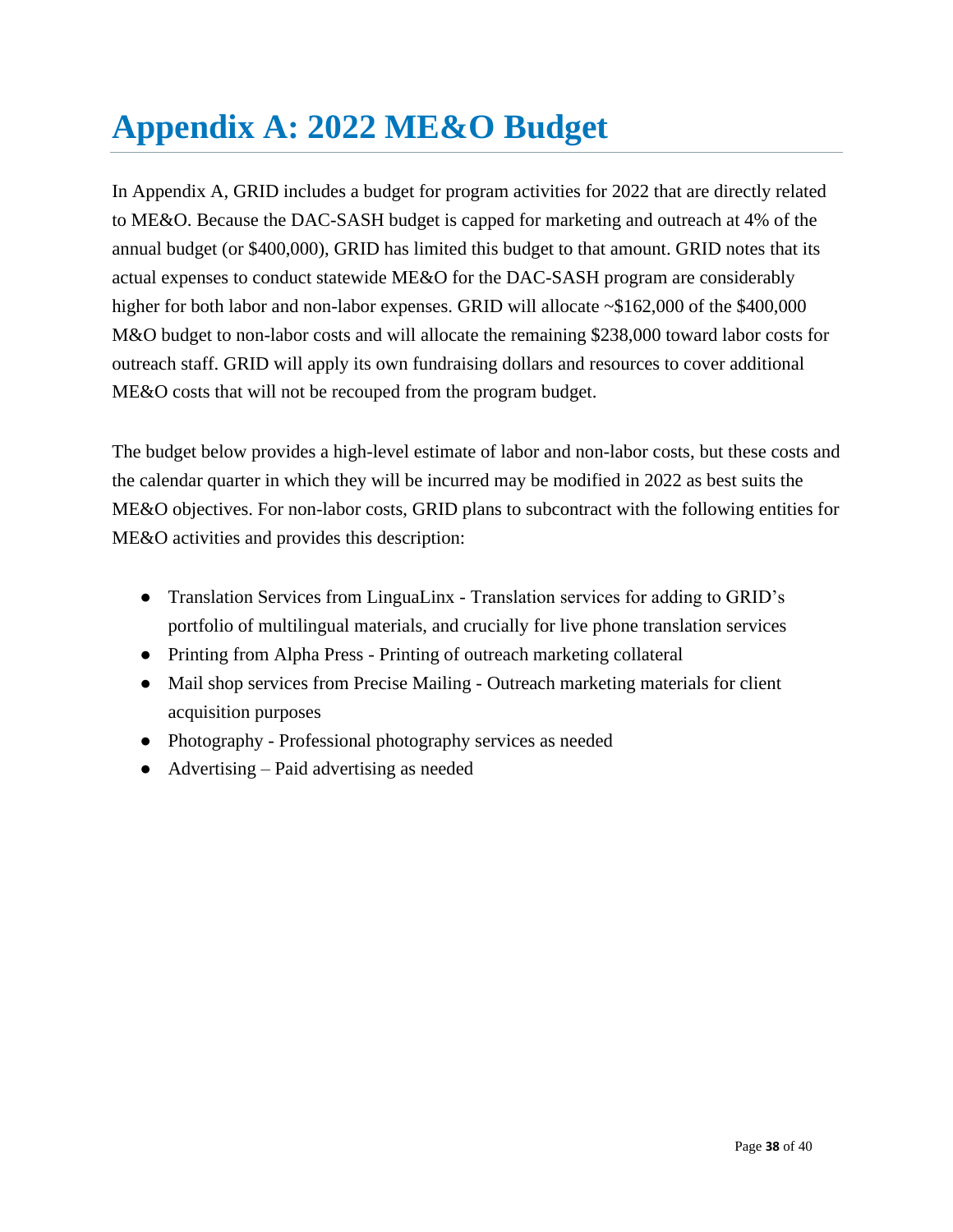# Appendix A: 2022 ME&O Budget

In Appendix A, GRID includes a budget for program activities for 2022 that are directly related to ME&O. Because the DAC-SASH budget is capped for marketing and outreach at 4% of the annual budget (or $400,000), GRID has limited this budget to that amount. GRID notes that its actual expenses to conduct statewide ME&O for the DAC-SASH program are considerably higher for both labor and non-labor expenses. GRID will allocate ~$162,000 of the $400,000 M&O budget to non-labor costs and will allocate the remaining $238,000 toward labor costs for outreach staff. GRID will apply its own fundraising dollars and resources to cover additional ME&O costs that will not be recouped from the program budget.

The budget below provides a high-level estimate of labor and non-labor costs, but these costs and the calendar quarter in which they will be incurred may be modified in 2022 as best suits the ME&O objectives. For non-labor costs, GRID plans to subcontract with the following entities for ME&O activities and provides this description:

- Translation Services from LinguaLinx - Translation services for adding to GRID's portfolio of multilingual materials, and crucially for live phone translation services
- Printing from Alpha Press - Printing of outreach marketing collateral
- Mail shop services from Precise Mailing - Outreach marketing materials for client acquisition purposes
- Photography - Professional photography services as needed
- Advertising – Paid advertising as needed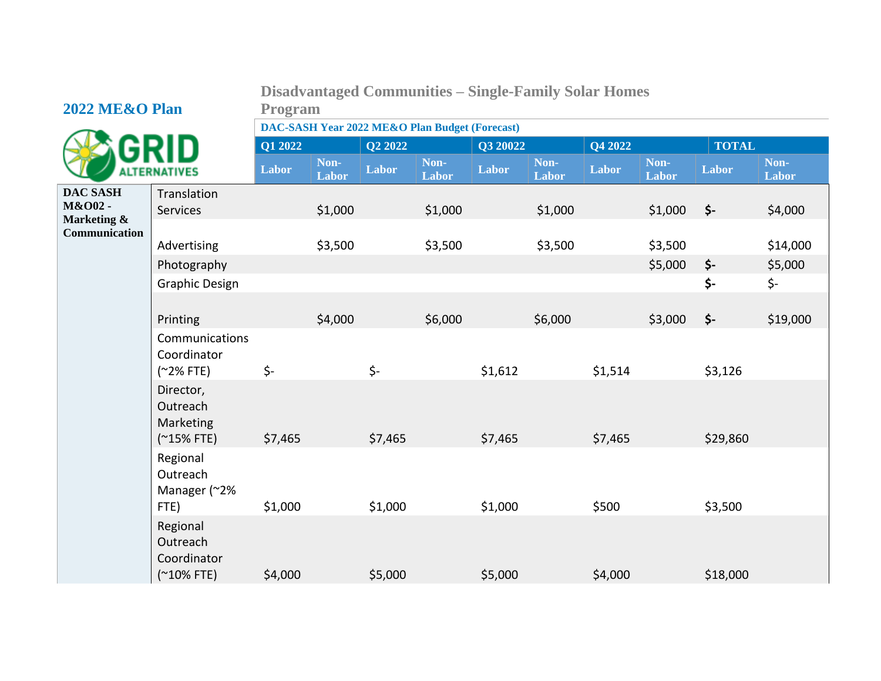## 2022 ME&O Plan

### Disadvantaged Communities – Single-Family Solar Homes Program

**DAC-SASH Year 2022 ME&O Plan Budget (Forecast)**

| | | Q1 2022 | | Q2 2022 | | Q3 20022 | | Q4 2022 | | TOTAL | |
|---|---|---|---|---|---|---|---|---|---|---|---|
| | | Labor | Non-Labor | Labor | Non-Labor | Labor | Non-Labor | Labor | Non-Labor | Labor | Non-Labor |
| **DAC SASH M&O02 - Marketing & Communication** | Translation Services | | $1,000 | | $1,000 | | $1,000 | | $1,000 | **$-** | $4,000 |
| | Advertising | | $3,500 | | $3,500 | | $3,500 | | $3,500 | | $14,000 |
| | Photography | | | | | | | | $5,000 | **$-** | $5,000 |
| | Graphic Design | | | | | | | | | **$-** | $- |
| | Printing | | $4,000 | | $6,000 | | $6,000 | | $3,000 | **$-** | $19,000 |
| | Communications Coordinator (~2% FTE) | $- | | $- | | $1,612 | | $1,514 | | $3,126 | |
| | Director, Outreach Marketing (~15% FTE) | $7,465 | | $7,465 | | $7,465 | | $7,465 | | $29,860 | |
| | Regional Outreach Manager (~2% FTE) | $1,000 | | $1,000 | | $1,000 | | $500 | | $3,500 | |
| | Regional Outreach Coordinator (~10% FTE) | $4,000 | | $5,000 | | $5,000 | | $4,000 | | $18,000 | |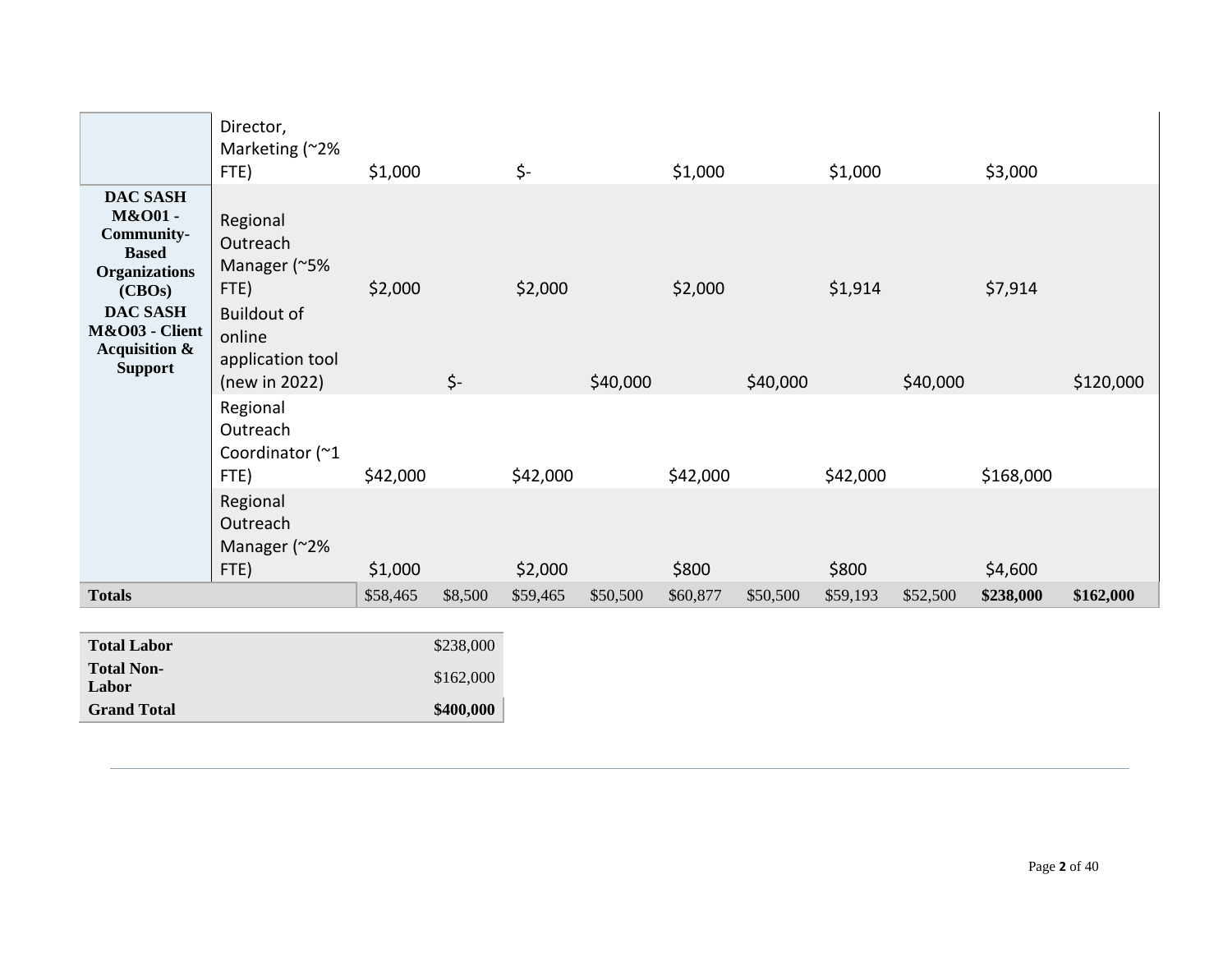| | | | | | | | | | | | |
|---|---|---|---|---|---|---|---|---|---|---|---|
| | Director, Marketing (~2% FTE) | $1,000 | | $- | | $1,000 | | $1,000 | | $3,000 | |
| **DAC SASH M&O01 - Community-Based Organizations (CBOs)** **DAC SASH M&O03 - Client Acquisition & Support** | Regional Outreach Manager (~5% FTE) | $2,000 | | $2,000 | | $2,000 | | $1,914 | | $7,914 | |
| | Buildout of online application tool (new in 2022) | | $- | | $40,000 | | $40,000 | | $40,000 | | $120,000 |
| | Regional Outreach Coordinator (~1 FTE) | $42,000 | | $42,000 | | $42,000 | | $42,000 | | $168,000 | |
| | Regional Outreach Manager (~2% FTE) | $1,000 | | $2,000 | | $800 | | $800 | | $4,600 | |
| **Totals** | | $58,465 | $8,500 | $59,465 | $50,500 | $60,877 | $50,500 | $59,193 | $52,500 | **$238,000** | **$162,000** |

| | |
|---|---|
| **Total Labor** | $238,000 |
| **Total Non-Labor** | $162,000 |
| **Grand Total** | **$400,000** |